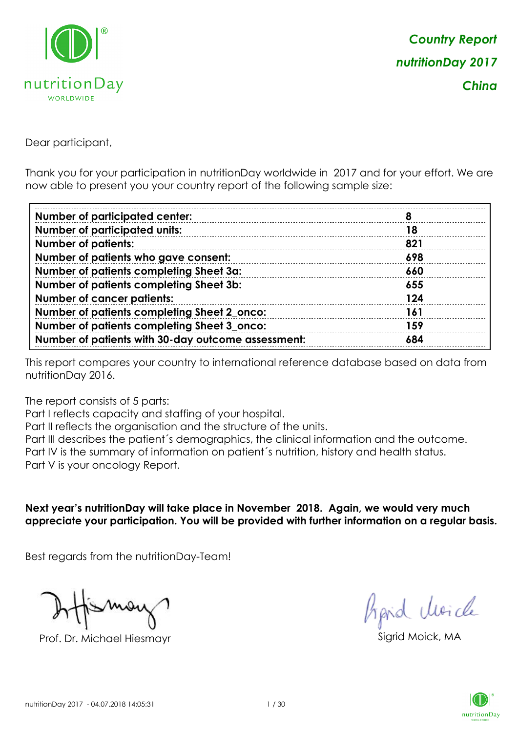*Country Report*

*nutritionDay 2017*

*China*

Dear participant,

Thank you for your participation in nutritionDay worldwide in 2017 and for your effort. We are now able to present you your country report of the following sample size:

| | |
|---|---|
| **Number of participated center:** | **8** |
| **Number of participated units:** | **18** |
| **Number of patients:** | **821** |
| **Number of patients who gave consent:** | **698** |
| **Number of patients completing Sheet 3a:** | **660** |
| **Number of patients completing Sheet 3b:** | **655** |
| **Number of cancer patients:** | **124** |
| **Number of patients completing Sheet 2_onco:** | **161** |
| **Number of patients completing Sheet 3_onco:** | **159** |
| **Number of patients with 30-day outcome assessment:** | **684** |

This report compares your country to international reference database based on data from nutritionDay 2016.

The report consists of 5 parts:
Part I reflects capacity and staffing of your hospital.
Part II reflects the organisation and the structure of the units.
Part III describes the patient´s demographics, the clinical information and the outcome.
Part IV is the summary of information on patient´s nutrition, history and health status.
Part V is your oncology Report.

**Next year's nutritionDay will take place in November 2018. Again, we would very much appreciate your participation. You will be provided with further information on a regular basis.**

Best regards from the nutritionDay-Team!

Prof. Dr. Michael Hiesmayr

Sigrid Moick, MA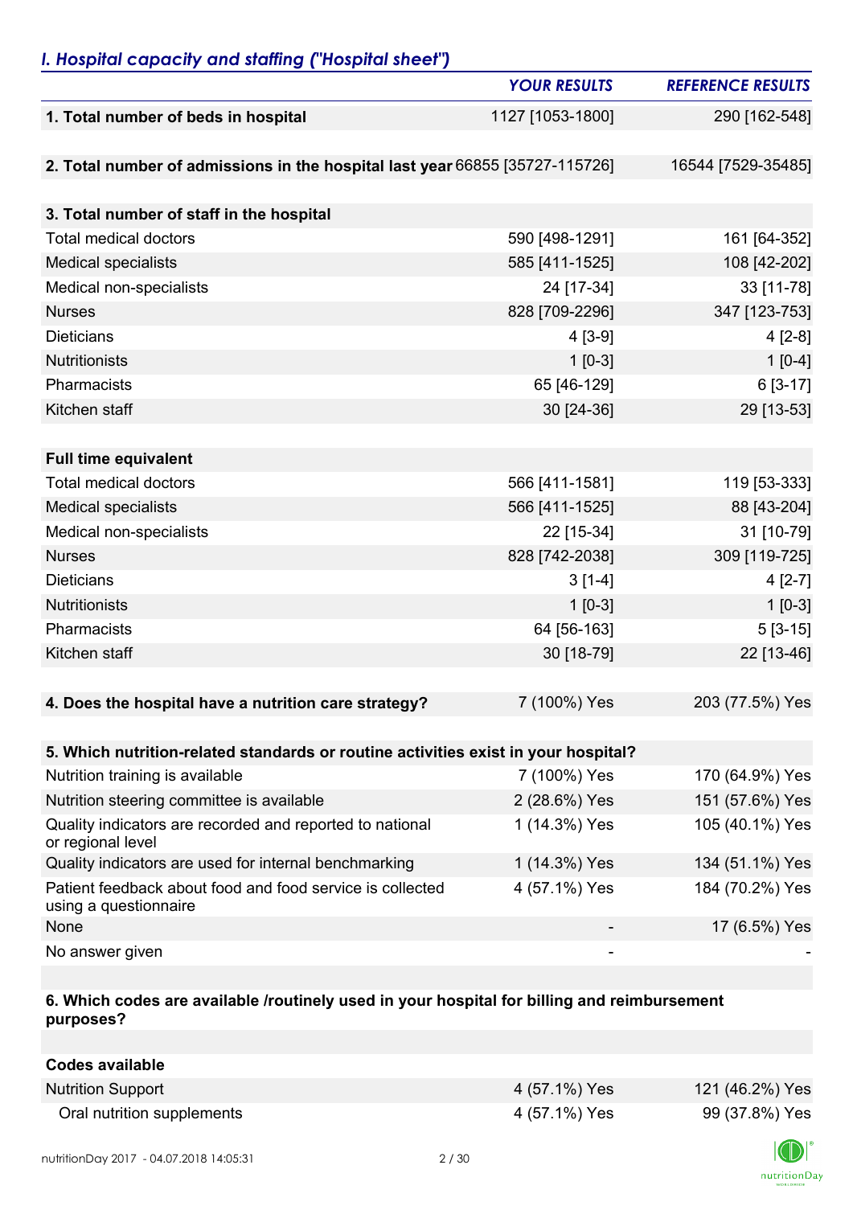## *I. Hospital capacity and staffing ("Hospital sheet")*

| | *YOUR RESULTS* | *REFERENCE RESULTS* |
|---|---|---|
| **1. Total number of beds in hospital** | 1127 [1053-1800] | 290 [162-548] |
| **2. Total number of admissions in the hospital last year** | 66855 [35727-115726] | 16544 [7529-35485] |
| **3. Total number of staff in the hospital** | | |
| Total medical doctors | 590 [498-1291] | 161 [64-352] |
| Medical specialists | 585 [411-1525] | 108 [42-202] |
| Medical non-specialists | 24 [17-34] | 33 [11-78] |
| Nurses | 828 [709-2296] | 347 [123-753] |
| Dieticians | 4 [3-9] | 4 [2-8] |
| Nutritionists | 1 [0-3] | 1 [0-4] |
| Pharmacists | 65 [46-129] | 6 [3-17] |
| Kitchen staff | 30 [24-36] | 29 [13-53] |
| **Full time equivalent** | | |
| Total medical doctors | 566 [411-1581] | 119 [53-333] |
| Medical specialists | 566 [411-1525] | 88 [43-204] |
| Medical non-specialists | 22 [15-34] | 31 [10-79] |
| Nurses | 828 [742-2038] | 309 [119-725] |
| Dieticians | 3 [1-4] | 4 [2-7] |
| Nutritionists | 1 [0-3] | 1 [0-3] |
| Pharmacists | 64 [56-163] | 5 [3-15] |
| Kitchen staff | 30 [18-79] | 22 [13-46] |
| **4. Does the hospital have a nutrition care strategy?** | 7 (100%) Yes | 203 (77.5%) Yes |
| **5. Which nutrition-related standards or routine activities exist in your hospital?** | | |
| Nutrition training is available | 7 (100%) Yes | 170 (64.9%) Yes |
| Nutrition steering committee is available | 2 (28.6%) Yes | 151 (57.6%) Yes |
| Quality indicators are recorded and reported to national or regional level | 1 (14.3%) Yes | 105 (40.1%) Yes |
| Quality indicators are used for internal benchmarking | 1 (14.3%) Yes | 134 (51.1%) Yes |
| Patient feedback about food and food service is collected using a questionnaire | 4 (57.1%) Yes | 184 (70.2%) Yes |
| None | - | 17 (6.5%) Yes |
| No answer given | - | - |
| **6. Which codes are available /routinely used in your hospital for billing and reimbursement purposes?** | | |
| **Codes available** | | |
| Nutrition Support | 4 (57.1%) Yes | 121 (46.2%) Yes |
| Oral nutrition supplements | 4 (57.1%) Yes | 99 (37.8%) Yes |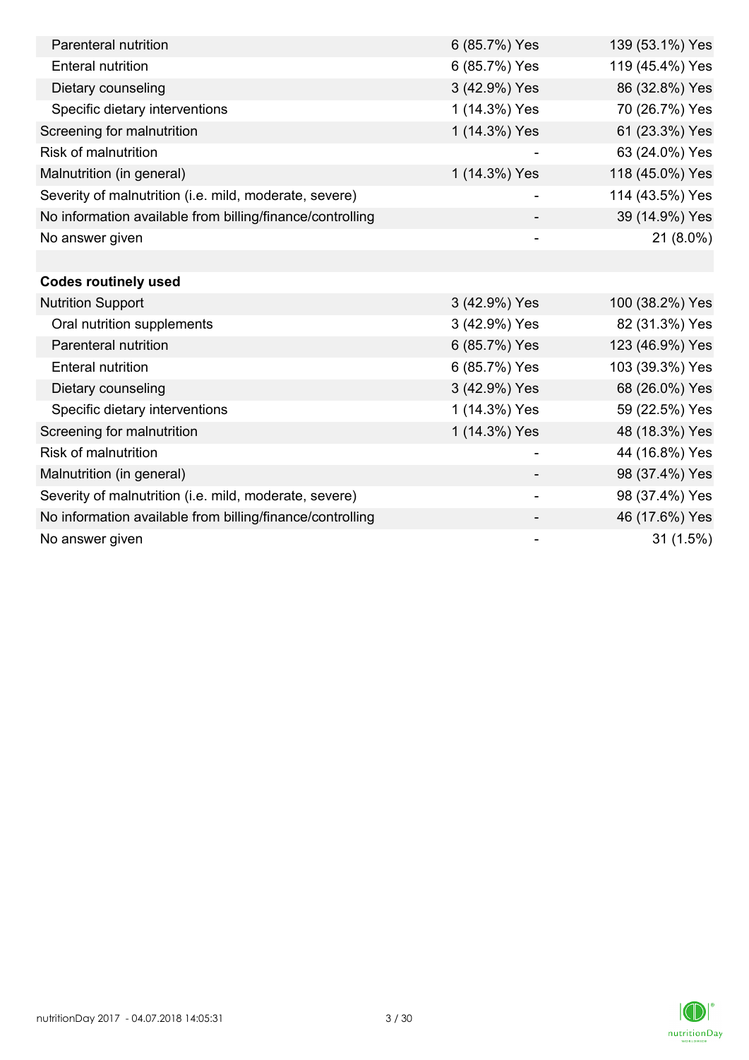| | | |
|---|---|---|
| Parenteral nutrition | 6 (85.7%) Yes | 139 (53.1%) Yes |
| Enteral nutrition | 6 (85.7%) Yes | 119 (45.4%) Yes |
| Dietary counseling | 3 (42.9%) Yes | 86 (32.8%) Yes |
| Specific dietary interventions | 1 (14.3%) Yes | 70 (26.7%) Yes |
| Screening for malnutrition | 1 (14.3%) Yes | 61 (23.3%) Yes |
| Risk of malnutrition | - | 63 (24.0%) Yes |
| Malnutrition (in general) | 1 (14.3%) Yes | 118 (45.0%) Yes |
| Severity of malnutrition (i.e. mild, moderate, severe) | - | 114 (43.5%) Yes |
| No information available from billing/finance/controlling | - | 39 (14.9%) Yes |
| No answer given | - | 21 (8.0%) |
| | | |
| **Codes routinely used** | | |
| Nutrition Support | 3 (42.9%) Yes | 100 (38.2%) Yes |
| Oral nutrition supplements | 3 (42.9%) Yes | 82 (31.3%) Yes |
| Parenteral nutrition | 6 (85.7%) Yes | 123 (46.9%) Yes |
| Enteral nutrition | 6 (85.7%) Yes | 103 (39.3%) Yes |
| Dietary counseling | 3 (42.9%) Yes | 68 (26.0%) Yes |
| Specific dietary interventions | 1 (14.3%) Yes | 59 (22.5%) Yes |
| Screening for malnutrition | 1 (14.3%) Yes | 48 (18.3%) Yes |
| Risk of malnutrition | - | 44 (16.8%) Yes |
| Malnutrition (in general) | - | 98 (37.4%) Yes |
| Severity of malnutrition (i.e. mild, moderate, severe) | - | 98 (37.4%) Yes |
| No information available from billing/finance/controlling | - | 46 (17.6%) Yes |
| No answer given | - | 31 (1.5%) |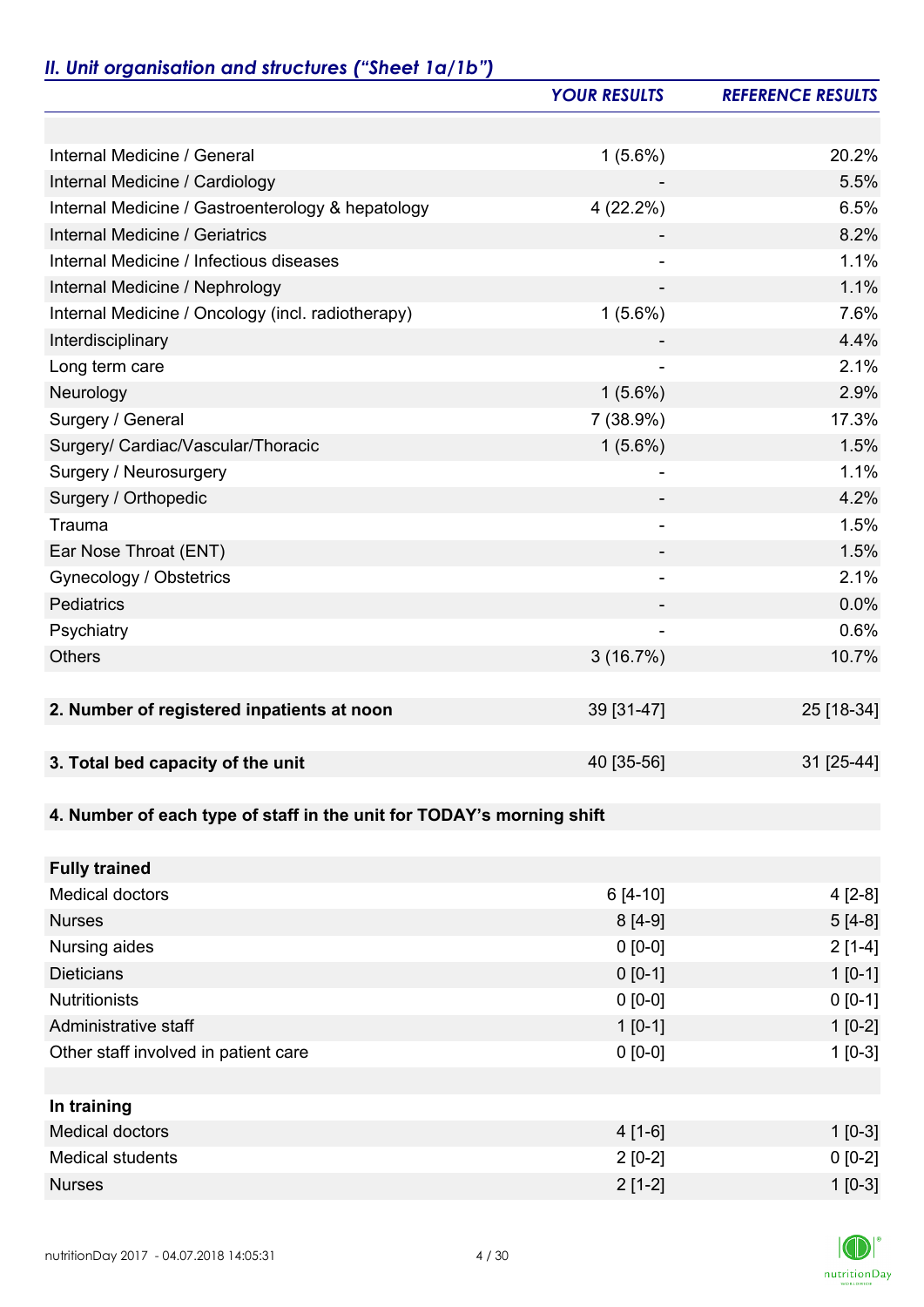## *II. Unit organisation and structures ("Sheet 1a/1b")*

| | *YOUR RESULTS* | *REFERENCE RESULTS* |
|---|---|---|
| | | |
| Internal Medicine / General | 1 (5.6%) | 20.2% |
| Internal Medicine / Cardiology | - | 5.5% |
| Internal Medicine / Gastroenterology & hepatology | 4 (22.2%) | 6.5% |
| Internal Medicine / Geriatrics | - | 8.2% |
| Internal Medicine / Infectious diseases | - | 1.1% |
| Internal Medicine / Nephrology | - | 1.1% |
| Internal Medicine / Oncology (incl. radiotherapy) | 1 (5.6%) | 7.6% |
| Interdisciplinary | - | 4.4% |
| Long term care | - | 2.1% |
| Neurology | 1 (5.6%) | 2.9% |
| Surgery / General | 7 (38.9%) | 17.3% |
| Surgery/ Cardiac/Vascular/Thoracic | 1 (5.6%) | 1.5% |
| Surgery / Neurosurgery | - | 1.1% |
| Surgery / Orthopedic | - | 4.2% |
| Trauma | - | 1.5% |
| Ear Nose Throat (ENT) | - | 1.5% |
| Gynecology / Obstetrics | - | 2.1% |
| Pediatrics | - | 0.0% |
| Psychiatry | - | 0.6% |
| Others | 3 (16.7%) | 10.7% |
| | | |
| **2. Number of registered inpatients at noon** | 39 [31-47] | 25 [18-34] |
| | | |
| **3. Total bed capacity of the unit** | 40 [35-56] | 31 [25-44] |
| | | |
| **4. Number of each type of staff in the unit for TODAY's morning shift** | | |
| | | |
| **Fully trained** | | |
| Medical doctors | 6 [4-10] | 4 [2-8] |
| Nurses | 8 [4-9] | 5 [4-8] |
| Nursing aides | 0 [0-0] | 2 [1-4] |
| Dieticians | 0 [0-1] | 1 [0-1] |
| Nutritionists | 0 [0-0] | 0 [0-1] |
| Administrative staff | 1 [0-1] | 1 [0-2] |
| Other staff involved in patient care | 0 [0-0] | 1 [0-3] |
| | | |
| **In training** | | |
| Medical doctors | 4 [1-6] | 1 [0-3] |
| Medical students | 2 [0-2] | 0 [0-2] |
| Nurses | 2 [1-2] | 1 [0-3] |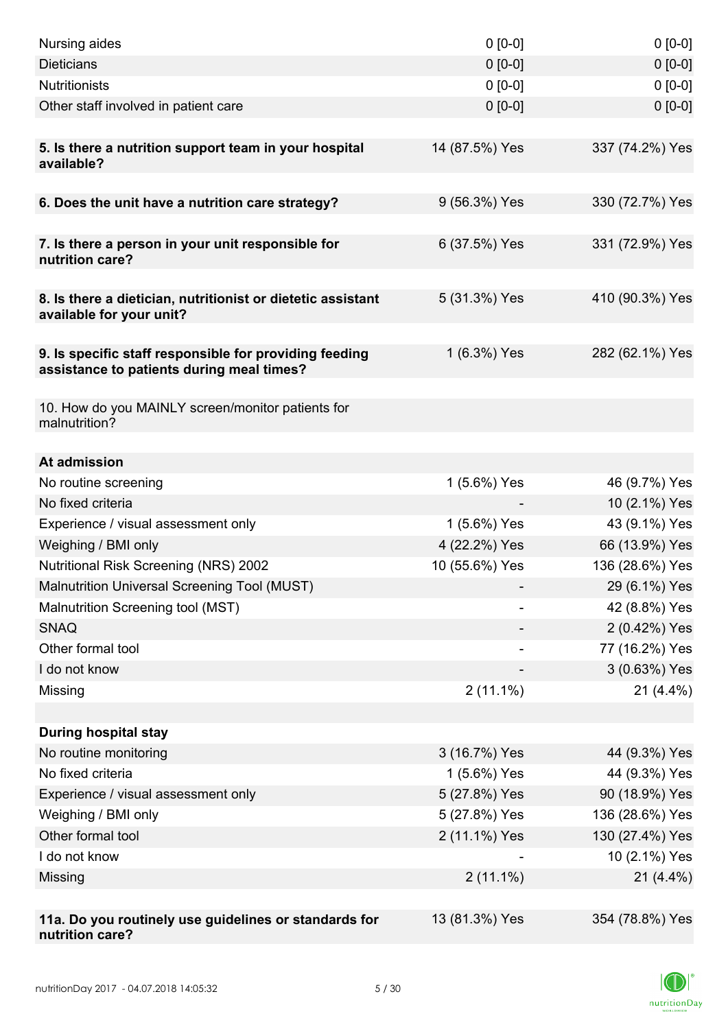| | | |
|---|---|---|
| Nursing aides | 0 [0-0] | 0 [0-0] |
| Dieticians | 0 [0-0] | 0 [0-0] |
| Nutritionists | 0 [0-0] | 0 [0-0] |
| Other staff involved in patient care | 0 [0-0] | 0 [0-0] |
| | | |
| **5. Is there a nutrition support team in your hospital available?** | 14 (87.5%) Yes | 337 (74.2%) Yes |
| | | |
| **6. Does the unit have a nutrition care strategy?** | 9 (56.3%) Yes | 330 (72.7%) Yes |
| | | |
| **7. Is there a person in your unit responsible for nutrition care?** | 6 (37.5%) Yes | 331 (72.9%) Yes |
| | | |
| **8. Is there a dietician, nutritionist or dietetic assistant available for your unit?** | 5 (31.3%) Yes | 410 (90.3%) Yes |
| | | |
| **9. Is specific staff responsible for providing feeding assistance to patients during meal times?** | 1 (6.3%) Yes | 282 (62.1%) Yes |
| | | |
| 10. How do you MAINLY screen/monitor patients for malnutrition? | | |
| | | |
| **At admission** | | |
| No routine screening | 1 (5.6%) Yes | 46 (9.7%) Yes |
| No fixed criteria | - | 10 (2.1%) Yes |
| Experience / visual assessment only | 1 (5.6%) Yes | 43 (9.1%) Yes |
| Weighing / BMI only | 4 (22.2%) Yes | 66 (13.9%) Yes |
| Nutritional Risk Screening (NRS) 2002 | 10 (55.6%) Yes | 136 (28.6%) Yes |
| Malnutrition Universal Screening Tool (MUST) | - | 29 (6.1%) Yes |
| Malnutrition Screening tool (MST) | - | 42 (8.8%) Yes |
| SNAQ | - | 2 (0.42%) Yes |
| Other formal tool | - | 77 (16.2%) Yes |
| I do not know | - | 3 (0.63%) Yes |
| Missing | 2 (11.1%) | 21 (4.4%) |
| | | |
| **During hospital stay** | | |
| No routine monitoring | 3 (16.7%) Yes | 44 (9.3%) Yes |
| No fixed criteria | 1 (5.6%) Yes | 44 (9.3%) Yes |
| Experience / visual assessment only | 5 (27.8%) Yes | 90 (18.9%) Yes |
| Weighing / BMI only | 5 (27.8%) Yes | 136 (28.6%) Yes |
| Other formal tool | 2 (11.1%) Yes | 130 (27.4%) Yes |
| I do not know | - | 10 (2.1%) Yes |
| Missing | 2 (11.1%) | 21 (4.4%) |
| | | |
| **11a. Do you routinely use guidelines or standards for nutrition care?** | 13 (81.3%) Yes | 354 (78.8%) Yes |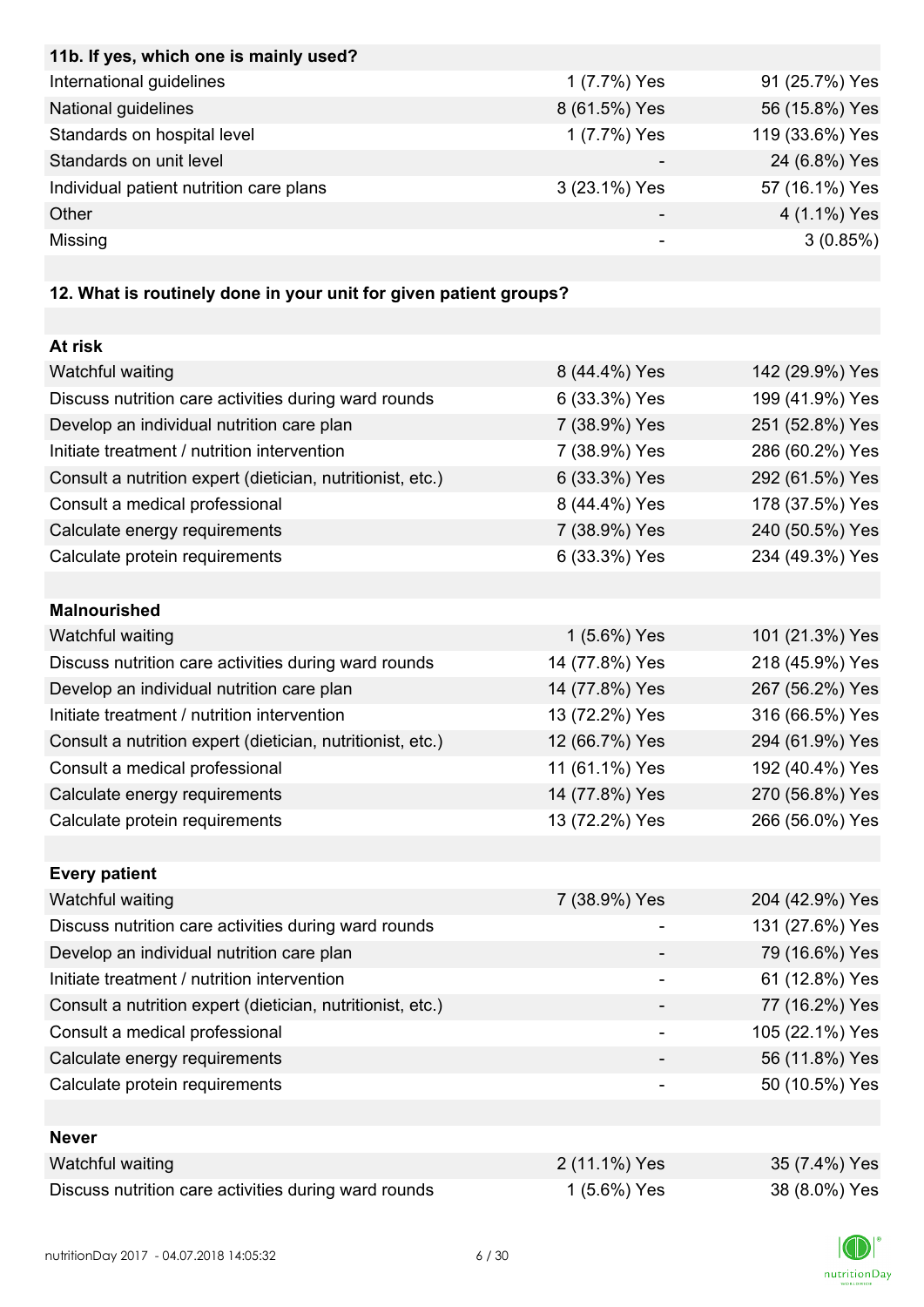| 11b. If yes, which one is mainly used? | | |
|---|---|---|
| International guidelines | 1 (7.7%) Yes | 91 (25.7%) Yes |
| National guidelines | 8 (61.5%) Yes | 56 (15.8%) Yes |
| Standards on hospital level | 1 (7.7%) Yes | 119 (33.6%) Yes |
| Standards on unit level | - | 24 (6.8%) Yes |
| Individual patient nutrition care plans | 3 (23.1%) Yes | 57 (16.1%) Yes |
| Other | - | 4 (1.1%) Yes |
| Missing | - | 3 (0.85%) |

| 12. What is routinely done in your unit for given patient groups? | | |
|---|---|---|
| **At risk** | | |
| Watchful waiting | 8 (44.4%) Yes | 142 (29.9%) Yes |
| Discuss nutrition care activities during ward rounds | 6 (33.3%) Yes | 199 (41.9%) Yes |
| Develop an individual nutrition care plan | 7 (38.9%) Yes | 251 (52.8%) Yes |
| Initiate treatment / nutrition intervention | 7 (38.9%) Yes | 286 (60.2%) Yes |
| Consult a nutrition expert (dietician, nutritionist, etc.) | 6 (33.3%) Yes | 292 (61.5%) Yes |
| Consult a medical professional | 8 (44.4%) Yes | 178 (37.5%) Yes |
| Calculate energy requirements | 7 (38.9%) Yes | 240 (50.5%) Yes |
| Calculate protein requirements | 6 (33.3%) Yes | 234 (49.3%) Yes |
| **Malnourished** | | |
| Watchful waiting | 1 (5.6%) Yes | 101 (21.3%) Yes |
| Discuss nutrition care activities during ward rounds | 14 (77.8%) Yes | 218 (45.9%) Yes |
| Develop an individual nutrition care plan | 14 (77.8%) Yes | 267 (56.2%) Yes |
| Initiate treatment / nutrition intervention | 13 (72.2%) Yes | 316 (66.5%) Yes |
| Consult a nutrition expert (dietician, nutritionist, etc.) | 12 (66.7%) Yes | 294 (61.9%) Yes |
| Consult a medical professional | 11 (61.1%) Yes | 192 (40.4%) Yes |
| Calculate energy requirements | 14 (77.8%) Yes | 270 (56.8%) Yes |
| Calculate protein requirements | 13 (72.2%) Yes | 266 (56.0%) Yes |
| **Every patient** | | |
| Watchful waiting | 7 (38.9%) Yes | 204 (42.9%) Yes |
| Discuss nutrition care activities during ward rounds | - | 131 (27.6%) Yes |
| Develop an individual nutrition care plan | - | 79 (16.6%) Yes |
| Initiate treatment / nutrition intervention | - | 61 (12.8%) Yes |
| Consult a nutrition expert (dietician, nutritionist, etc.) | - | 77 (16.2%) Yes |
| Consult a medical professional | - | 105 (22.1%) Yes |
| Calculate energy requirements | - | 56 (11.8%) Yes |
| Calculate protein requirements | - | 50 (10.5%) Yes |
| **Never** | | |
| Watchful waiting | 2 (11.1%) Yes | 35 (7.4%) Yes |
| Discuss nutrition care activities during ward rounds | 1 (5.6%) Yes | 38 (8.0%) Yes |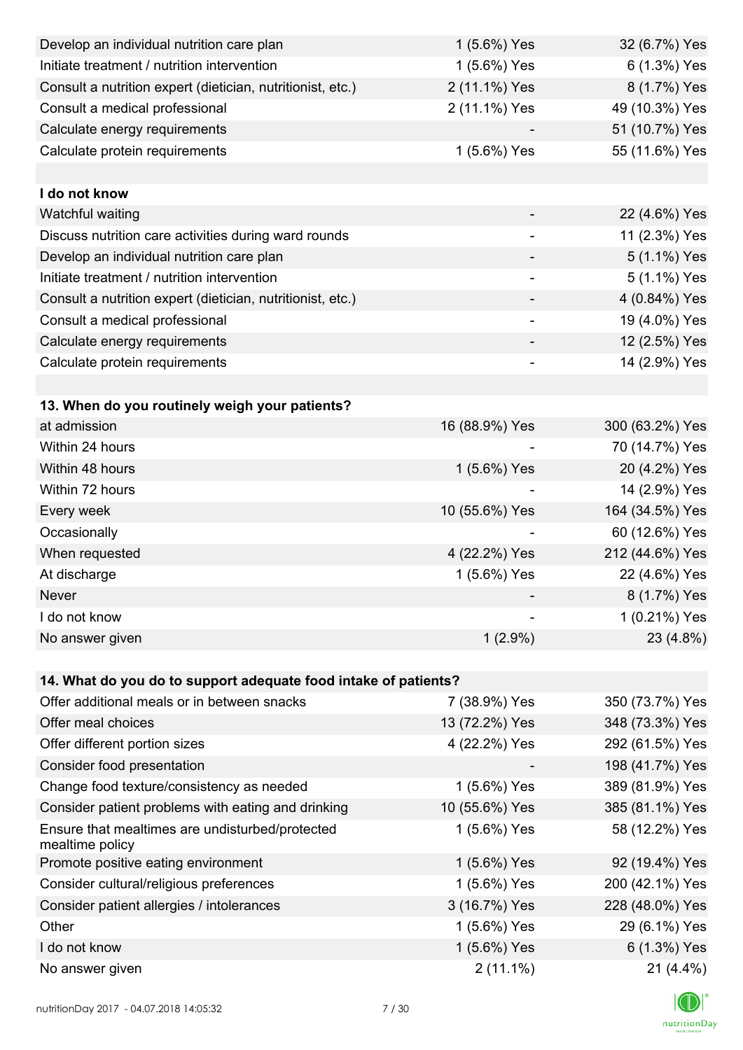| | | |
|---|---|---|
| Develop an individual nutrition care plan | 1 (5.6%) Yes | 32 (6.7%) Yes |
| Initiate treatment / nutrition intervention | 1 (5.6%) Yes | 6 (1.3%) Yes |
| Consult a nutrition expert (dietician, nutritionist, etc.) | 2 (11.1%) Yes | 8 (1.7%) Yes |
| Consult a medical professional | 2 (11.1%) Yes | 49 (10.3%) Yes |
| Calculate energy requirements | - | 51 (10.7%) Yes |
| Calculate protein requirements | 1 (5.6%) Yes | 55 (11.6%) Yes |
| | | |
| **I do not know** | | |
| Watchful waiting | - | 22 (4.6%) Yes |
| Discuss nutrition care activities during ward rounds | - | 11 (2.3%) Yes |
| Develop an individual nutrition care plan | - | 5 (1.1%) Yes |
| Initiate treatment / nutrition intervention | - | 5 (1.1%) Yes |
| Consult a nutrition expert (dietician, nutritionist, etc.) | - | 4 (0.84%) Yes |
| Consult a medical professional | - | 19 (4.0%) Yes |
| Calculate energy requirements | - | 12 (2.5%) Yes |
| Calculate protein requirements | - | 14 (2.9%) Yes |

| **13. When do you routinely weigh your patients?** | | |
|---|---|---|
| at admission | 16 (88.9%) Yes | 300 (63.2%) Yes |
| Within 24 hours | - | 70 (14.7%) Yes |
| Within 48 hours | 1 (5.6%) Yes | 20 (4.2%) Yes |
| Within 72 hours | - | 14 (2.9%) Yes |
| Every week | 10 (55.6%) Yes | 164 (34.5%) Yes |
| Occasionally | - | 60 (12.6%) Yes |
| When requested | 4 (22.2%) Yes | 212 (44.6%) Yes |
| At discharge | 1 (5.6%) Yes | 22 (4.6%) Yes |
| Never | - | 8 (1.7%) Yes |
| I do not know | - | 1 (0.21%) Yes |
| No answer given | 1 (2.9%) | 23 (4.8%) |

| **14. What do you do to support adequate food intake of patients?** | | |
|---|---|---|
| Offer additional meals or in between snacks | 7 (38.9%) Yes | 350 (73.7%) Yes |
| Offer meal choices | 13 (72.2%) Yes | 348 (73.3%) Yes |
| Offer different portion sizes | 4 (22.2%) Yes | 292 (61.5%) Yes |
| Consider food presentation | - | 198 (41.7%) Yes |
| Change food texture/consistency as needed | 1 (5.6%) Yes | 389 (81.9%) Yes |
| Consider patient problems with eating and drinking | 10 (55.6%) Yes | 385 (81.1%) Yes |
| Ensure that mealtimes are undisturbed/protected mealtime policy | 1 (5.6%) Yes | 58 (12.2%) Yes |
| Promote positive eating environment | 1 (5.6%) Yes | 92 (19.4%) Yes |
| Consider cultural/religious preferences | 1 (5.6%) Yes | 200 (42.1%) Yes |
| Consider patient allergies / intolerances | 3 (16.7%) Yes | 228 (48.0%) Yes |
| Other | 1 (5.6%) Yes | 29 (6.1%) Yes |
| I do not know | 1 (5.6%) Yes | 6 (1.3%) Yes |
| No answer given | 2 (11.1%) | 21 (4.4%) |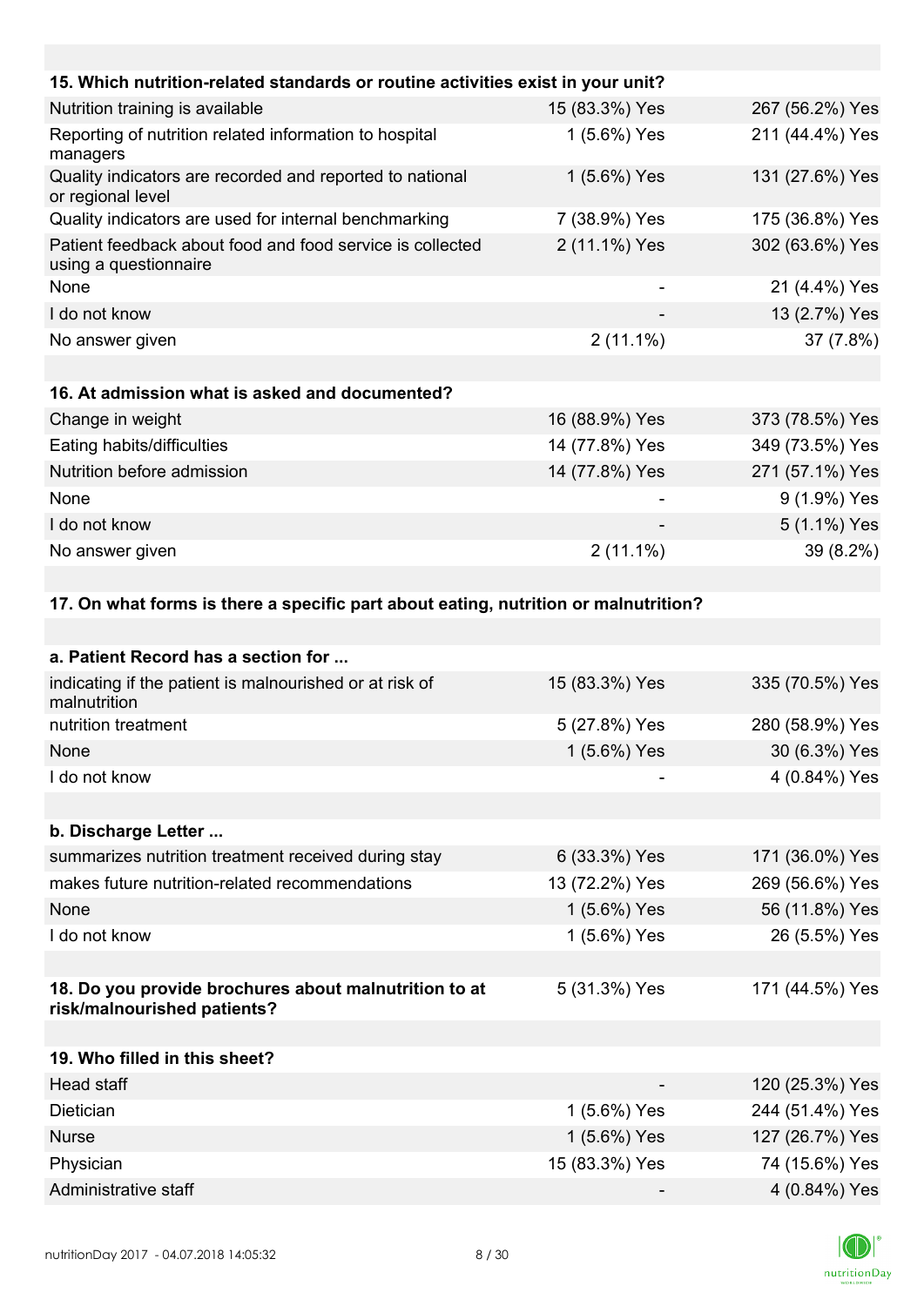| 15. Which nutrition-related standards or routine activities exist in your unit? | | |
|---|---|---|
| Nutrition training is available | 15 (83.3%) Yes | 267 (56.2%) Yes |
| Reporting of nutrition related information to hospital managers | 1 (5.6%) Yes | 211 (44.4%) Yes |
| Quality indicators are recorded and reported to national or regional level | 1 (5.6%) Yes | 131 (27.6%) Yes |
| Quality indicators are used for internal benchmarking | 7 (38.9%) Yes | 175 (36.8%) Yes |
| Patient feedback about food and food service is collected using a questionnaire | 2 (11.1%) Yes | 302 (63.6%) Yes |
| None | - | 21 (4.4%) Yes |
| I do not know | - | 13 (2.7%) Yes |
| No answer given | 2 (11.1%) | 37 (7.8%) |

| 16. At admission what is asked and documented? | | |
|---|---|---|
| Change in weight | 16 (88.9%) Yes | 373 (78.5%) Yes |
| Eating habits/difficulties | 14 (77.8%) Yes | 349 (73.5%) Yes |
| Nutrition before admission | 14 (77.8%) Yes | 271 (57.1%) Yes |
| None | - | 9 (1.9%) Yes |
| I do not know | - | 5 (1.1%) Yes |
| No answer given | 2 (11.1%) | 39 (8.2%) |

**17. On what forms is there a specific part about eating, nutrition or malnutrition?**

| a. Patient Record has a section for ... | | |
|---|---|---|
| indicating if the patient is malnourished or at risk of malnutrition | 15 (83.3%) Yes | 335 (70.5%) Yes |
| nutrition treatment | 5 (27.8%) Yes | 280 (58.9%) Yes |
| None | 1 (5.6%) Yes | 30 (6.3%) Yes |
| I do not know | - | 4 (0.84%) Yes |

| b. Discharge Letter ... | | |
|---|---|---|
| summarizes nutrition treatment received during stay | 6 (33.3%) Yes | 171 (36.0%) Yes |
| makes future nutrition-related recommendations | 13 (72.2%) Yes | 269 (56.6%) Yes |
| None | 1 (5.6%) Yes | 56 (11.8%) Yes |
| I do not know | 1 (5.6%) Yes | 26 (5.5%) Yes |

| 18. Do you provide brochures about malnutrition to at risk/malnourished patients? | 5 (31.3%) Yes | 171 (44.5%) Yes |
|---|---|---|

| 19. Who filled in this sheet? | | |
|---|---|---|
| Head staff | - | 120 (25.3%) Yes |
| Dietician | 1 (5.6%) Yes | 244 (51.4%) Yes |
| Nurse | 1 (5.6%) Yes | 127 (26.7%) Yes |
| Physician | 15 (83.3%) Yes | 74 (15.6%) Yes |
| Administrative staff | - | 4 (0.84%) Yes |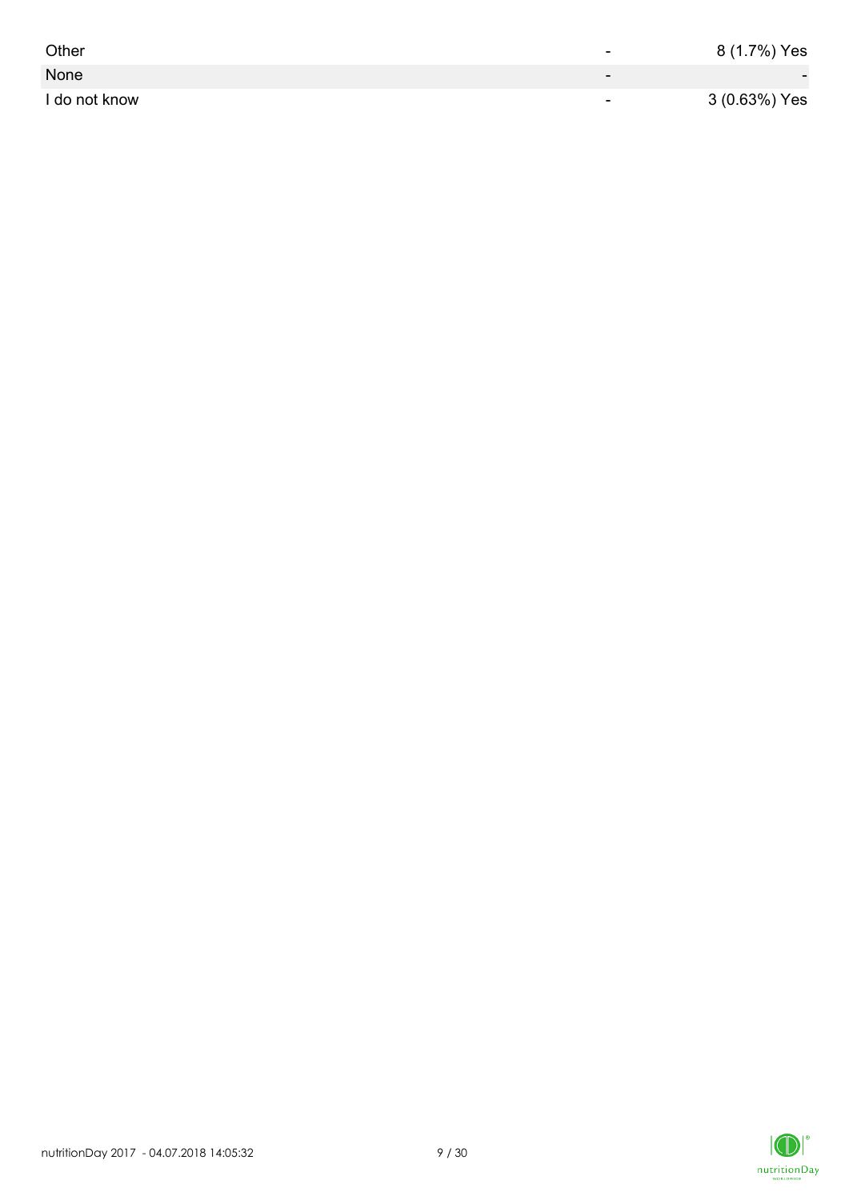| | | |
|---|---|---|
| Other | - | 8 (1.7%) Yes |
| None | - | - |
| I do not know | - | 3 (0.63%) Yes |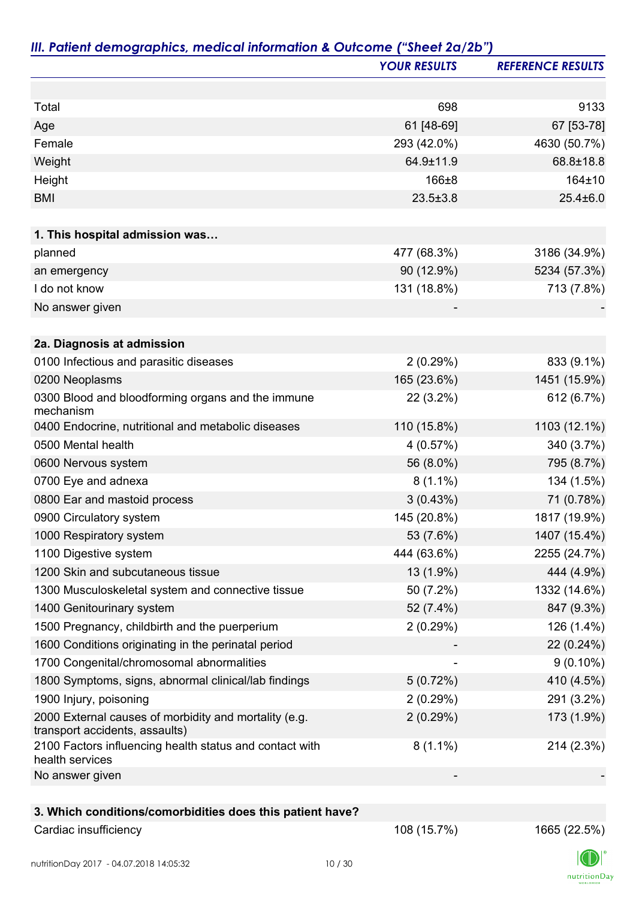## *III. Patient demographics, medical information & Outcome ("Sheet 2a/2b")*

| | *YOUR RESULTS* | *REFERENCE RESULTS* |
|---|---|---|
| Total | 698 | 9133 |
| Age | 61 [48-69] | 67 [53-78] |
| Female | 293 (42.0%) | 4630 (50.7%) |
| Weight | 64.9±11.9 | 68.8±18.8 |
| Height | 166±8 | 164±10 |
| BMI | 23.5±3.8 | 25.4±6.0 |
| **1. This hospital admission was…** | | |
| planned | 477 (68.3%) | 3186 (34.9%) |
| an emergency | 90 (12.9%) | 5234 (57.3%) |
| I do not know | 131 (18.8%) | 713 (7.8%) |
| No answer given | - | - |
| **2a. Diagnosis at admission** | | |
| 0100 Infectious and parasitic diseases | 2 (0.29%) | 833 (9.1%) |
| 0200 Neoplasms | 165 (23.6%) | 1451 (15.9%) |
| 0300 Blood and bloodforming organs and the immune mechanism | 22 (3.2%) | 612 (6.7%) |
| 0400 Endocrine, nutritional and metabolic diseases | 110 (15.8%) | 1103 (12.1%) |
| 0500 Mental health | 4 (0.57%) | 340 (3.7%) |
| 0600 Nervous system | 56 (8.0%) | 795 (8.7%) |
| 0700 Eye and adnexa | 8 (1.1%) | 134 (1.5%) |
| 0800 Ear and mastoid process | 3 (0.43%) | 71 (0.78%) |
| 0900 Circulatory system | 145 (20.8%) | 1817 (19.9%) |
| 1000 Respiratory system | 53 (7.6%) | 1407 (15.4%) |
| 1100 Digestive system | 444 (63.6%) | 2255 (24.7%) |
| 1200 Skin and subcutaneous tissue | 13 (1.9%) | 444 (4.9%) |
| 1300 Musculoskeletal system and connective tissue | 50 (7.2%) | 1332 (14.6%) |
| 1400 Genitourinary system | 52 (7.4%) | 847 (9.3%) |
| 1500 Pregnancy, childbirth and the puerperium | 2 (0.29%) | 126 (1.4%) |
| 1600 Conditions originating in the perinatal period | - | 22 (0.24%) |
| 1700 Congenital/chromosomal abnormalities | - | 9 (0.10%) |
| 1800 Symptoms, signs, abnormal clinical/lab findings | 5 (0.72%) | 410 (4.5%) |
| 1900 Injury, poisoning | 2 (0.29%) | 291 (3.2%) |
| 2000 External causes of morbidity and mortality (e.g. transport accidents, assaults) | 2 (0.29%) | 173 (1.9%) |
| 2100 Factors influencing health status and contact with health services | 8 (1.1%) | 214 (2.3%) |
| No answer given | - | - |
| **3. Which conditions/comorbidities does this patient have?** | | |
| Cardiac insufficiency | 108 (15.7%) | 1665 (22.5%) |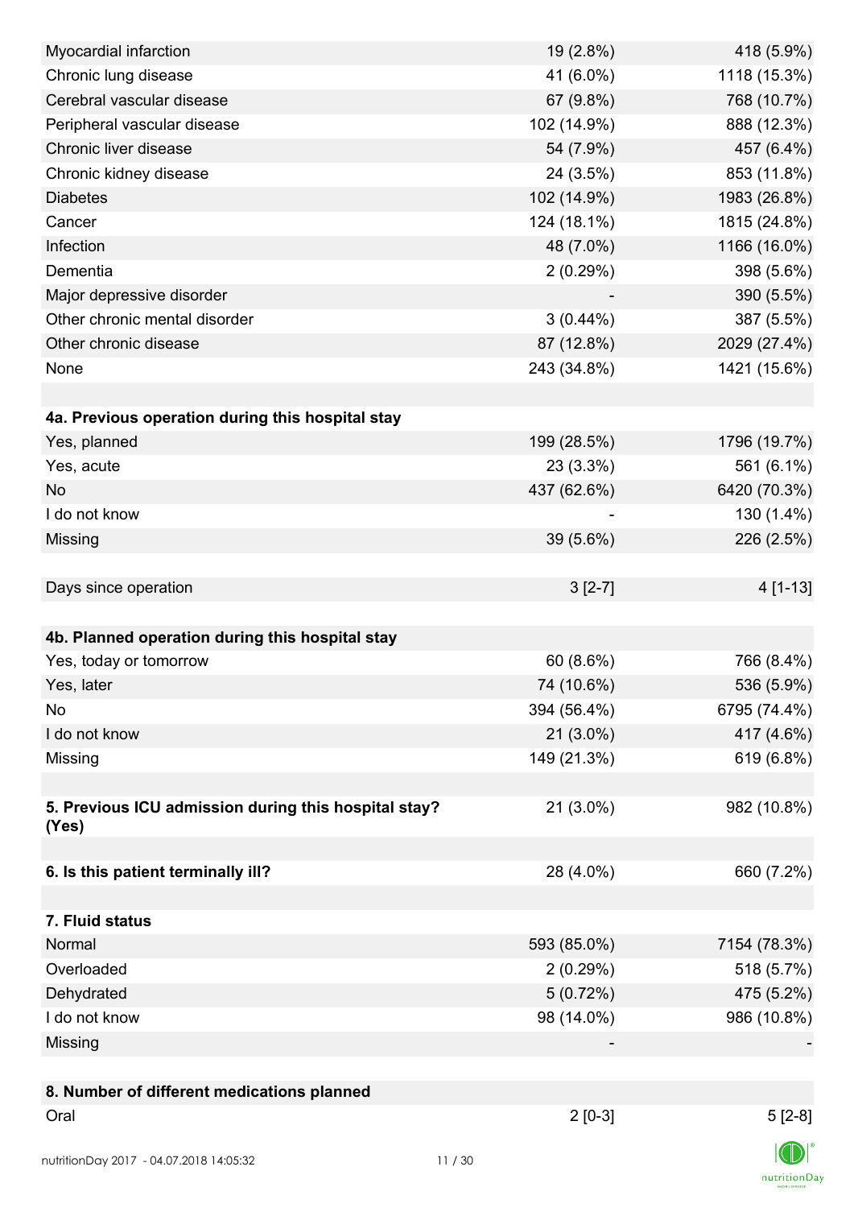| | | |
|---|---|---|
| Myocardial infarction | 19 (2.8%) | 418 (5.9%) |
| Chronic lung disease | 41 (6.0%) | 1118 (15.3%) |
| Cerebral vascular disease | 67 (9.8%) | 768 (10.7%) |
| Peripheral vascular disease | 102 (14.9%) | 888 (12.3%) |
| Chronic liver disease | 54 (7.9%) | 457 (6.4%) |
| Chronic kidney disease | 24 (3.5%) | 853 (11.8%) |
| Diabetes | 102 (14.9%) | 1983 (26.8%) |
| Cancer | 124 (18.1%) | 1815 (24.8%) |
| Infection | 48 (7.0%) | 1166 (16.0%) |
| Dementia | 2 (0.29%) | 398 (5.6%) |
| Major depressive disorder | - | 390 (5.5%) |
| Other chronic mental disorder | 3 (0.44%) | 387 (5.5%) |
| Other chronic disease | 87 (12.8%) | 2029 (27.4%) |
| None | 243 (34.8%) | 1421 (15.6%) |
| | | |
| **4a. Previous operation during this hospital stay** | | |
| Yes, planned | 199 (28.5%) | 1796 (19.7%) |
| Yes, acute | 23 (3.3%) | 561 (6.1%) |
| No | 437 (62.6%) | 6420 (70.3%) |
| I do not know | - | 130 (1.4%) |
| Missing | 39 (5.6%) | 226 (2.5%) |
| | | |
| Days since operation | 3 [2-7] | 4 [1-13] |
| | | |
| **4b. Planned operation during this hospital stay** | | |
| Yes, today or tomorrow | 60 (8.6%) | 766 (8.4%) |
| Yes, later | 74 (10.6%) | 536 (5.9%) |
| No | 394 (56.4%) | 6795 (74.4%) |
| I do not know | 21 (3.0%) | 417 (4.6%) |
| Missing | 149 (21.3%) | 619 (6.8%) |
| | | |
| **5. Previous ICU admission during this hospital stay? (Yes)** | 21 (3.0%) | 982 (10.8%) |
| | | |
| **6. Is this patient terminally ill?** | 28 (4.0%) | 660 (7.2%) |
| | | |
| **7. Fluid status** | | |
| Normal | 593 (85.0%) | 7154 (78.3%) |
| Overloaded | 2 (0.29%) | 518 (5.7%) |
| Dehydrated | 5 (0.72%) | 475 (5.2%) |
| I do not know | 98 (14.0%) | 986 (10.8%) |
| Missing | - | - |
| | | |
| **8. Number of different medications planned** | | |
| Oral | 2 [0-3] | 5 [2-8] |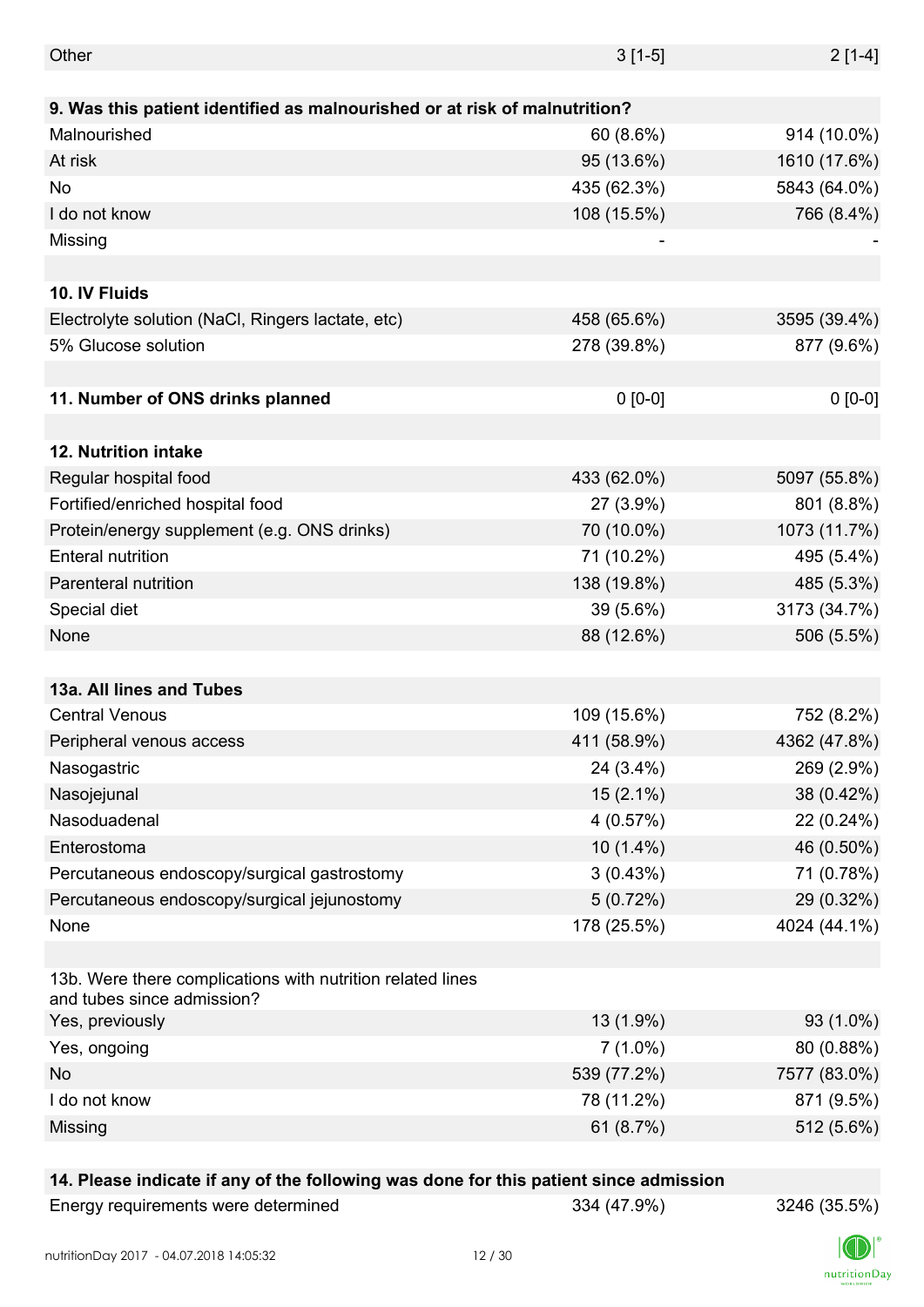| | | |
|---|---|---|
| Other | 3 [1-5] | 2 [1-4] |
| | | |
| **9. Was this patient identified as malnourished or at risk of malnutrition?** | | |
| Malnourished | 60 (8.6%) | 914 (10.0%) |
| At risk | 95 (13.6%) | 1610 (17.6%) |
| No | 435 (62.3%) | 5843 (64.0%) |
| I do not know | 108 (15.5%) | 766 (8.4%) |
| Missing | - | - |
| | | |
| **10. IV Fluids** | | |
| Electrolyte solution (NaCl, Ringers lactate, etc) | 458 (65.6%) | 3595 (39.4%) |
| 5% Glucose solution | 278 (39.8%) | 877 (9.6%) |
| | | |
| **11. Number of ONS drinks planned** | 0 [0-0] | 0 [0-0] |
| | | |
| **12. Nutrition intake** | | |
| Regular hospital food | 433 (62.0%) | 5097 (55.8%) |
| Fortified/enriched hospital food | 27 (3.9%) | 801 (8.8%) |
| Protein/energy supplement (e.g. ONS drinks) | 70 (10.0%) | 1073 (11.7%) |
| Enteral nutrition | 71 (10.2%) | 495 (5.4%) |
| Parenteral nutrition | 138 (19.8%) | 485 (5.3%) |
| Special diet | 39 (5.6%) | 3173 (34.7%) |
| None | 88 (12.6%) | 506 (5.5%) |
| | | |
| **13a. All lines and Tubes** | | |
| Central Venous | 109 (15.6%) | 752 (8.2%) |
| Peripheral venous access | 411 (58.9%) | 4362 (47.8%) |
| Nasogastric | 24 (3.4%) | 269 (2.9%) |
| Nasojejunal | 15 (2.1%) | 38 (0.42%) |
| Nasoduadenal | 4 (0.57%) | 22 (0.24%) |
| Enterostoma | 10 (1.4%) | 46 (0.50%) |
| Percutaneous endoscopy/surgical gastrostomy | 3 (0.43%) | 71 (0.78%) |
| Percutaneous endoscopy/surgical jejunostomy | 5 (0.72%) | 29 (0.32%) |
| None | 178 (25.5%) | 4024 (44.1%) |
| | | |
| 13b. Were there complications with nutrition related lines and tubes since admission? | | |
| Yes, previously | 13 (1.9%) | 93 (1.0%) |
| Yes, ongoing | 7 (1.0%) | 80 (0.88%) |
| No | 539 (77.2%) | 7577 (83.0%) |
| I do not know | 78 (11.2%) | 871 (9.5%) |
| Missing | 61 (8.7%) | 512 (5.6%) |
| | | |
| **14. Please indicate if any of the following was done for this patient since admission** | | |
| Energy requirements were determined | 334 (47.9%) | 3246 (35.5%) |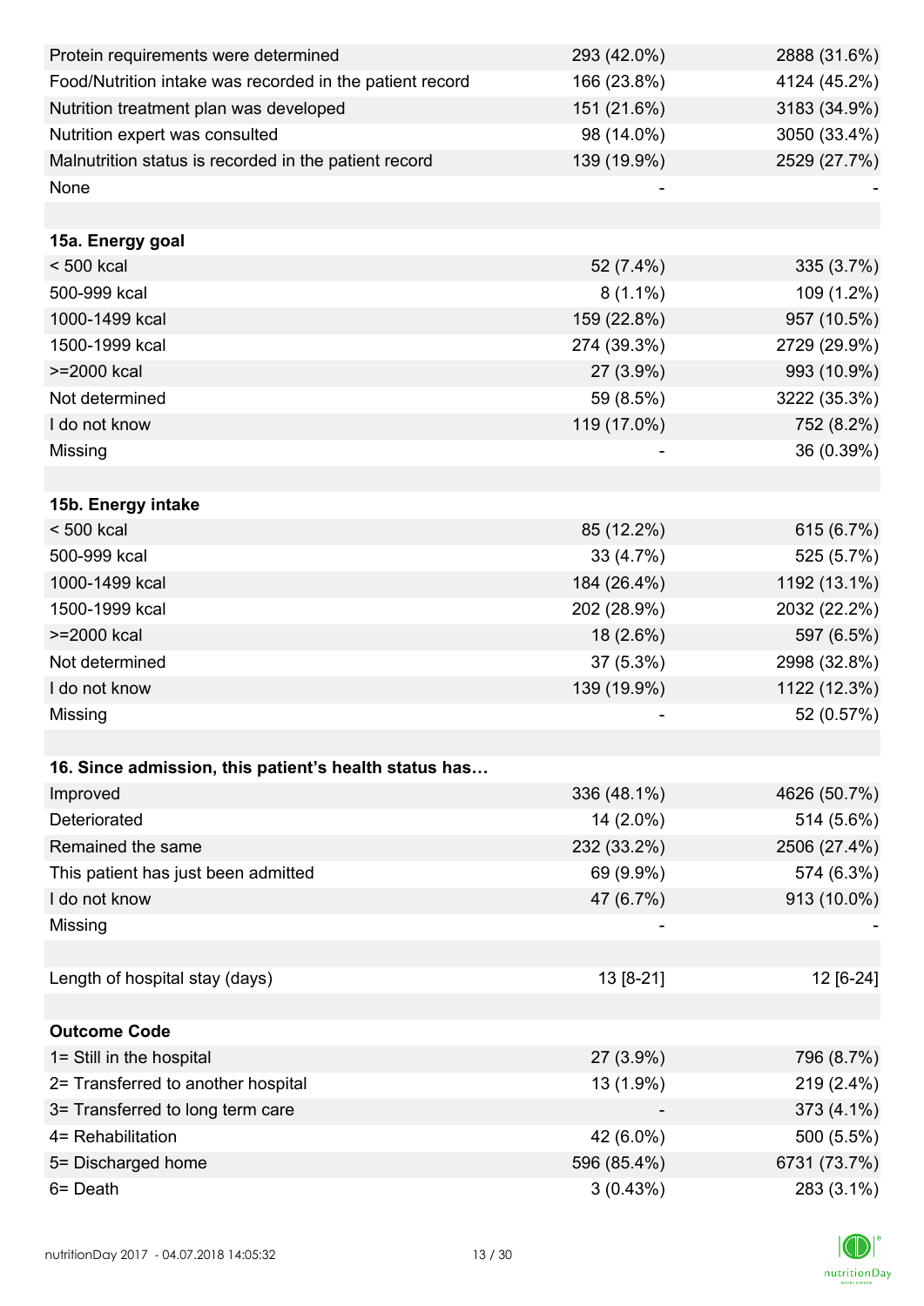| | | |
|---|---|---|
| Protein requirements were determined | 293 (42.0%) | 2888 (31.6%) |
| Food/Nutrition intake was recorded in the patient record | 166 (23.8%) | 4124 (45.2%) |
| Nutrition treatment plan was developed | 151 (21.6%) | 3183 (34.9%) |
| Nutrition expert was consulted | 98 (14.0%) | 3050 (33.4%) |
| Malnutrition status is recorded in the patient record | 139 (19.9%) | 2529 (27.7%) |
| None | - | - |
| | | |
| **15a. Energy goal** | | |
| < 500 kcal | 52 (7.4%) | 335 (3.7%) |
| 500-999 kcal | 8 (1.1%) | 109 (1.2%) |
| 1000-1499 kcal | 159 (22.8%) | 957 (10.5%) |
| 1500-1999 kcal | 274 (39.3%) | 2729 (29.9%) |
| >=2000 kcal | 27 (3.9%) | 993 (10.9%) |
| Not determined | 59 (8.5%) | 3222 (35.3%) |
| I do not know | 119 (17.0%) | 752 (8.2%) |
| Missing | - | 36 (0.39%) |
| | | |
| **15b. Energy intake** | | |
| < 500 kcal | 85 (12.2%) | 615 (6.7%) |
| 500-999 kcal | 33 (4.7%) | 525 (5.7%) |
| 1000-1499 kcal | 184 (26.4%) | 1192 (13.1%) |
| 1500-1999 kcal | 202 (28.9%) | 2032 (22.2%) |
| >=2000 kcal | 18 (2.6%) | 597 (6.5%) |
| Not determined | 37 (5.3%) | 2998 (32.8%) |
| I do not know | 139 (19.9%) | 1122 (12.3%) |
| Missing | - | 52 (0.57%) |
| | | |
| **16. Since admission, this patient's health status has…** | | |
| Improved | 336 (48.1%) | 4626 (50.7%) |
| Deteriorated | 14 (2.0%) | 514 (5.6%) |
| Remained the same | 232 (33.2%) | 2506 (27.4%) |
| This patient has just been admitted | 69 (9.9%) | 574 (6.3%) |
| I do not know | 47 (6.7%) | 913 (10.0%) |
| Missing | - | - |
| | | |
| Length of hospital stay (days) | 13 [8-21] | 12 [6-24] |
| | | |
| **Outcome Code** | | |
| 1= Still in the hospital | 27 (3.9%) | 796 (8.7%) |
| 2= Transferred to another hospital | 13 (1.9%) | 219 (2.4%) |
| 3= Transferred to long term care | - | 373 (4.1%) |
| 4= Rehabilitation | 42 (6.0%) | 500 (5.5%) |
| 5= Discharged home | 596 (85.4%) | 6731 (73.7%) |
| 6= Death | 3 (0.43%) | 283 (3.1%) |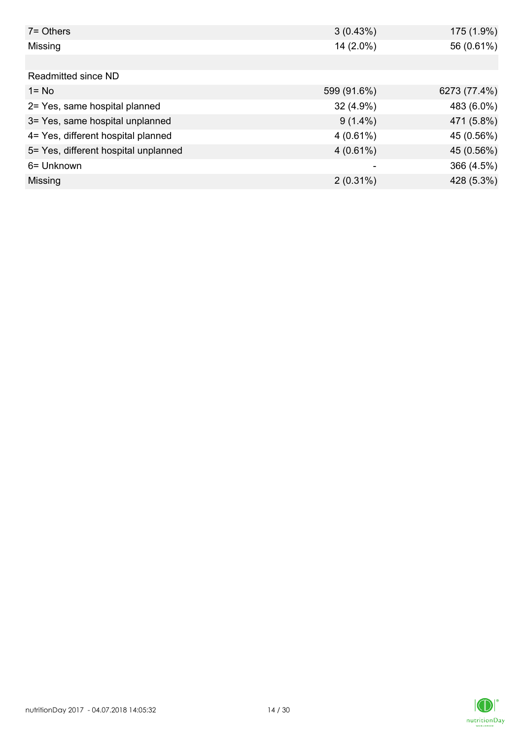| | | |
|---|---|---|
| 7= Others | 3 (0.43%) | 175 (1.9%) |
| Missing | 14 (2.0%) | 56 (0.61%) |
| | | |
| Readmitted since ND | | |
| 1= No | 599 (91.6%) | 6273 (77.4%) |
| 2= Yes, same hospital planned | 32 (4.9%) | 483 (6.0%) |
| 3= Yes, same hospital unplanned | 9 (1.4%) | 471 (5.8%) |
| 4= Yes, different hospital planned | 4 (0.61%) | 45 (0.56%) |
| 5= Yes, different hospital unplanned | 4 (0.61%) | 45 (0.56%) |
| 6= Unknown | - | 366 (4.5%) |
| Missing | 2 (0.31%) | 428 (5.3%) |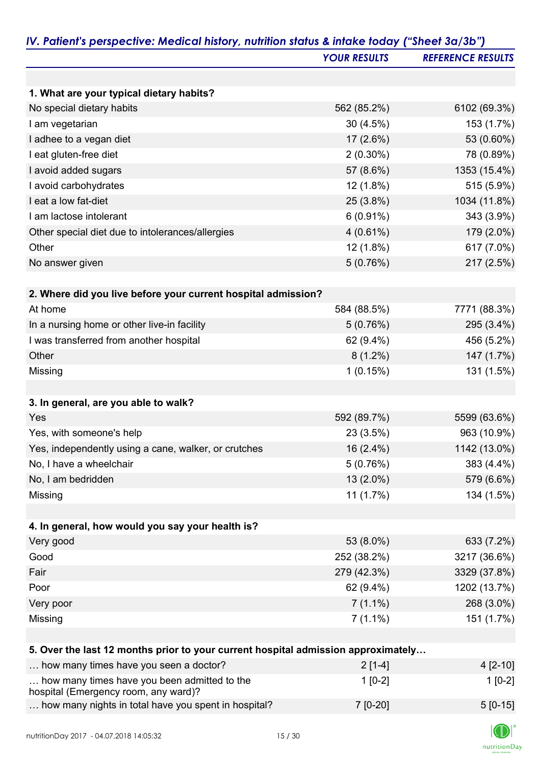## IV. Patient's perspective: Medical history, nutrition status & intake today ("Sheet 3a/3b")

| | YOUR RESULTS | REFERENCE RESULTS |
|---|---|---|
| **1. What are your typical dietary habits?** | | |
| No special dietary habits | 562 (85.2%) | 6102 (69.3%) |
| I am vegetarian | 30 (4.5%) | 153 (1.7%) |
| I adhee to a vegan diet | 17 (2.6%) | 53 (0.60%) |
| I eat gluten-free diet | 2 (0.30%) | 78 (0.89%) |
| I avoid added sugars | 57 (8.6%) | 1353 (15.4%) |
| I avoid carbohydrates | 12 (1.8%) | 515 (5.9%) |
| I eat a low fat-diet | 25 (3.8%) | 1034 (11.8%) |
| I am lactose intolerant | 6 (0.91%) | 343 (3.9%) |
| Other special diet due to intolerances/allergies | 4 (0.61%) | 179 (2.0%) |
| Other | 12 (1.8%) | 617 (7.0%) |
| No answer given | 5 (0.76%) | 217 (2.5%) |
| **2. Where did you live before your current hospital admission?** | | |
| At home | 584 (88.5%) | 7771 (88.3%) |
| In a nursing home or other live-in facility | 5 (0.76%) | 295 (3.4%) |
| I was transferred from another hospital | 62 (9.4%) | 456 (5.2%) |
| Other | 8 (1.2%) | 147 (1.7%) |
| Missing | 1 (0.15%) | 131 (1.5%) |
| **3. In general, are you able to walk?** | | |
| Yes | 592 (89.7%) | 5599 (63.6%) |
| Yes, with someone's help | 23 (3.5%) | 963 (10.9%) |
| Yes, independently using a cane, walker, or crutches | 16 (2.4%) | 1142 (13.0%) |
| No, I have a wheelchair | 5 (0.76%) | 383 (4.4%) |
| No, I am bedridden | 13 (2.0%) | 579 (6.6%) |
| Missing | 11 (1.7%) | 134 (1.5%) |
| **4. In general, how would you say your health is?** | | |
| Very good | 53 (8.0%) | 633 (7.2%) |
| Good | 252 (38.2%) | 3217 (36.6%) |
| Fair | 279 (42.3%) | 3329 (37.8%) |
| Poor | 62 (9.4%) | 1202 (13.7%) |
| Very poor | 7 (1.1%) | 268 (3.0%) |
| Missing | 7 (1.1%) | 151 (1.7%) |
| **5. Over the last 12 months prior to your current hospital admission approximately…** | | |
| … how many times have you seen a doctor? | 2 [1-4] | 4 [2-10] |
| … how many times have you been admitted to the hospital (Emergency room, any ward)? | 1 [0-2] | 1 [0-2] |
| … how many nights in total have you spent in hospital? | 7 [0-20] | 5 [0-15] |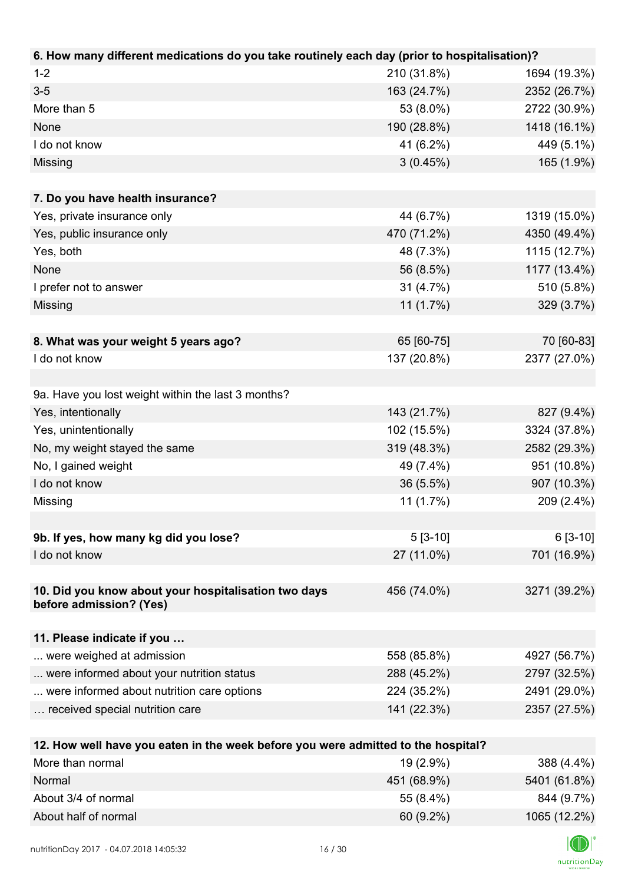| 6. How many different medications do you take routinely each day (prior to hospitalisation)? | | |
|---|---|---|
| 1-2 | 210 (31.8%) | 1694 (19.3%) |
| 3-5 | 163 (24.7%) | 2352 (26.7%) |
| More than 5 | 53 (8.0%) | 2722 (30.9%) |
| None | 190 (28.8%) | 1418 (16.1%) |
| I do not know | 41 (6.2%) | 449 (5.1%) |
| Missing | 3 (0.45%) | 165 (1.9%) |

| 7. Do you have health insurance? | | |
|---|---|---|
| Yes, private insurance only | 44 (6.7%) | 1319 (15.0%) |
| Yes, public insurance only | 470 (71.2%) | 4350 (49.4%) |
| Yes, both | 48 (7.3%) | 1115 (12.7%) |
| None | 56 (8.5%) | 1177 (13.4%) |
| I prefer not to answer | 31 (4.7%) | 510 (5.8%) |
| Missing | 11 (1.7%) | 329 (3.7%) |

| 8. What was your weight 5 years ago? | 65 [60-75] | 70 [60-83] |
|---|---|---|
| I do not know | 137 (20.8%) | 2377 (27.0%) |

| 9a. Have you lost weight within the last 3 months? | | |
|---|---|---|
| Yes, intentionally | 143 (21.7%) | 827 (9.4%) |
| Yes, unintentionally | 102 (15.5%) | 3324 (37.8%) |
| No, my weight stayed the same | 319 (48.3%) | 2582 (29.3%) |
| No, I gained weight | 49 (7.4%) | 951 (10.8%) |
| I do not know | 36 (5.5%) | 907 (10.3%) |
| Missing | 11 (1.7%) | 209 (2.4%) |

| 9b. If yes, how many kg did you lose? | 5 [3-10] | 6 [3-10] |
|---|---|---|
| I do not know | 27 (11.0%) | 701 (16.9%) |

| 10. Did you know about your hospitalisation two days before admission? (Yes) | 456 (74.0%) | 3271 (39.2%) |
|---|---|---|

| 11. Please indicate if you … | | |
|---|---|---|
| ... were weighed at admission | 558 (85.8%) | 4927 (56.7%) |
| ... were informed about your nutrition status | 288 (45.2%) | 2797 (32.5%) |
| ... were informed about nutrition care options | 224 (35.2%) | 2491 (29.0%) |
| … received special nutrition care | 141 (22.3%) | 2357 (27.5%) |

| 12. How well have you eaten in the week before you were admitted to the hospital? | | |
|---|---|---|
| More than normal | 19 (2.9%) | 388 (4.4%) |
| Normal | 451 (68.9%) | 5401 (61.8%) |
| About 3/4 of normal | 55 (8.4%) | 844 (9.7%) |
| About half of normal | 60 (9.2%) | 1065 (12.2%) |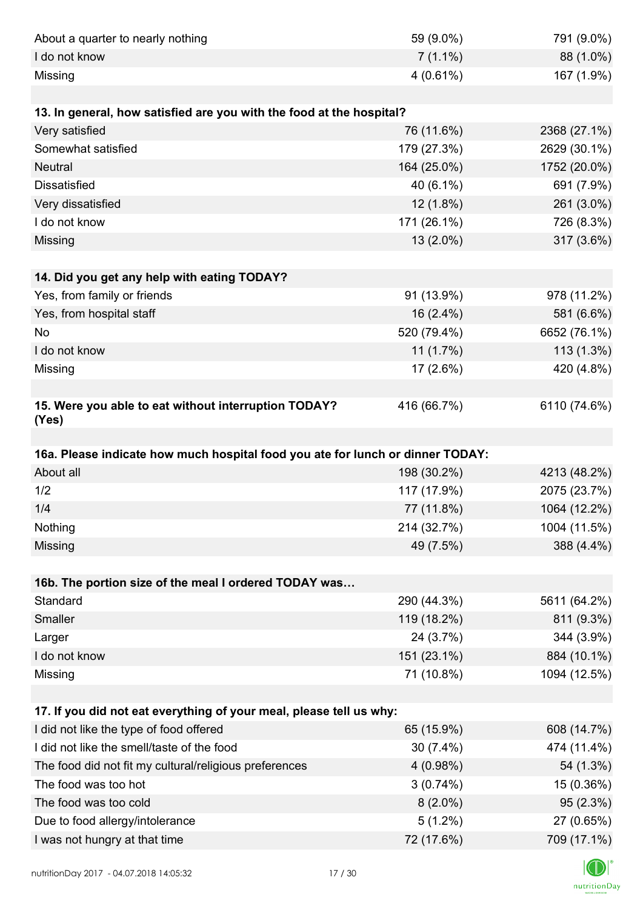| | | |
|---|---|---|
| About a quarter to nearly nothing | 59 (9.0%) | 791 (9.0%) |
| I do not know | 7 (1.1%) | 88 (1.0%) |
| Missing | 4 (0.61%) | 167 (1.9%) |

| **13. In general, how satisfied are you with the food at the hospital?** | | |
|---|---|---|
| Very satisfied | 76 (11.6%) | 2368 (27.1%) |
| Somewhat satisfied | 179 (27.3%) | 2629 (30.1%) |
| Neutral | 164 (25.0%) | 1752 (20.0%) |
| Dissatisfied | 40 (6.1%) | 691 (7.9%) |
| Very dissatisfied | 12 (1.8%) | 261 (3.0%) |
| I do not know | 171 (26.1%) | 726 (8.3%) |
| Missing | 13 (2.0%) | 317 (3.6%) |

| **14. Did you get any help with eating TODAY?** | | |
|---|---|---|
| Yes, from family or friends | 91 (13.9%) | 978 (11.2%) |
| Yes, from hospital staff | 16 (2.4%) | 581 (6.6%) |
| No | 520 (79.4%) | 6652 (76.1%) |
| I do not know | 11 (1.7%) | 113 (1.3%) |
| Missing | 17 (2.6%) | 420 (4.8%) |

| **15. Were you able to eat without interruption TODAY? (Yes)** | 416 (66.7%) | 6110 (74.6%) |
|---|---|---|

| **16a. Please indicate how much hospital food you ate for lunch or dinner TODAY:** | | |
|---|---|---|
| About all | 198 (30.2%) | 4213 (48.2%) |
| 1/2 | 117 (17.9%) | 2075 (23.7%) |
| 1/4 | 77 (11.8%) | 1064 (12.2%) |
| Nothing | 214 (32.7%) | 1004 (11.5%) |
| Missing | 49 (7.5%) | 388 (4.4%) |

| **16b. The portion size of the meal I ordered TODAY was…** | | |
|---|---|---|
| Standard | 290 (44.3%) | 5611 (64.2%) |
| Smaller | 119 (18.2%) | 811 (9.3%) |
| Larger | 24 (3.7%) | 344 (3.9%) |
| I do not know | 151 (23.1%) | 884 (10.1%) |
| Missing | 71 (10.8%) | 1094 (12.5%) |

| **17. If you did not eat everything of your meal, please tell us why:** | | |
|---|---|---|
| I did not like the type of food offered | 65 (15.9%) | 608 (14.7%) |
| I did not like the smell/taste of the food | 30 (7.4%) | 474 (11.4%) |
| The food did not fit my cultural/religious preferences | 4 (0.98%) | 54 (1.3%) |
| The food was too hot | 3 (0.74%) | 15 (0.36%) |
| The food was too cold | 8 (2.0%) | 95 (2.3%) |
| Due to food allergy/intolerance | 5 (1.2%) | 27 (0.65%) |
| I was not hungry at that time | 72 (17.6%) | 709 (17.1%) |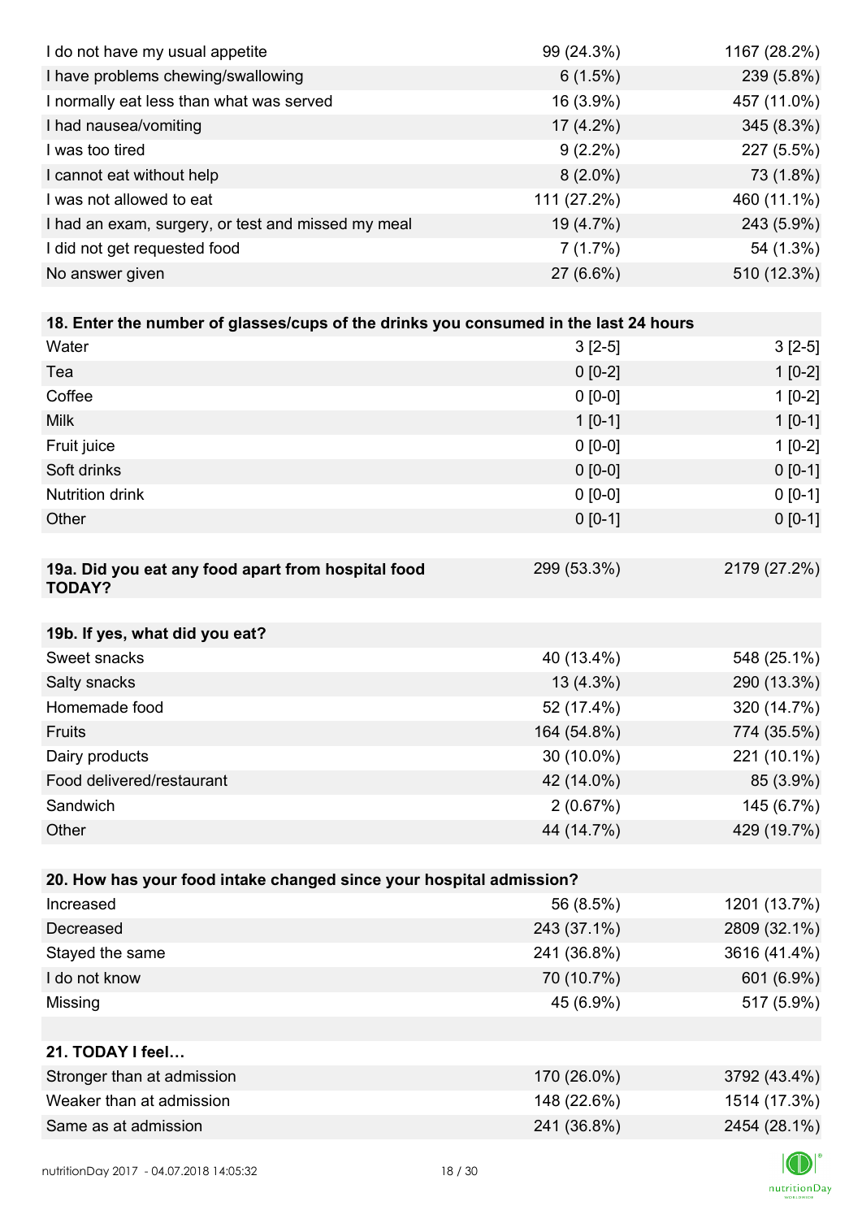| | | |
|---|---|---|
| I do not have my usual appetite | 99 (24.3%) | 1167 (28.2%) |
| I have problems chewing/swallowing | 6 (1.5%) | 239 (5.8%) |
| I normally eat less than what was served | 16 (3.9%) | 457 (11.0%) |
| I had nausea/vomiting | 17 (4.2%) | 345 (8.3%) |
| I was too tired | 9 (2.2%) | 227 (5.5%) |
| I cannot eat without help | 8 (2.0%) | 73 (1.8%) |
| I was not allowed to eat | 111 (27.2%) | 460 (11.1%) |
| I had an exam, surgery, or test and missed my meal | 19 (4.7%) | 243 (5.9%) |
| I did not get requested food | 7 (1.7%) | 54 (1.3%) |
| No answer given | 27 (6.6%) | 510 (12.3%) |

| **18. Enter the number of glasses/cups of the drinks you consumed in the last 24 hours** | | |
|---|---|---|
| Water | 3 [2-5] | 3 [2-5] |
| Tea | 0 [0-2] | 1 [0-2] |
| Coffee | 0 [0-0] | 1 [0-2] |
| Milk | 1 [0-1] | 1 [0-1] |
| Fruit juice | 0 [0-0] | 1 [0-2] |
| Soft drinks | 0 [0-0] | 0 [0-1] |
| Nutrition drink | 0 [0-0] | 0 [0-1] |
| Other | 0 [0-1] | 0 [0-1] |

| **19a. Did you eat any food apart from hospital food TODAY?** | 299 (53.3%) | 2179 (27.2%) |
|---|---|---|

| **19b. If yes, what did you eat?** | | |
|---|---|---|
| Sweet snacks | 40 (13.4%) | 548 (25.1%) |
| Salty snacks | 13 (4.3%) | 290 (13.3%) |
| Homemade food | 52 (17.4%) | 320 (14.7%) |
| Fruits | 164 (54.8%) | 774 (35.5%) |
| Dairy products | 30 (10.0%) | 221 (10.1%) |
| Food delivered/restaurant | 42 (14.0%) | 85 (3.9%) |
| Sandwich | 2 (0.67%) | 145 (6.7%) |
| Other | 44 (14.7%) | 429 (19.7%) |

| **20. How has your food intake changed since your hospital admission?** | | |
|---|---|---|
| Increased | 56 (8.5%) | 1201 (13.7%) |
| Decreased | 243 (37.1%) | 2809 (32.1%) |
| Stayed the same | 241 (36.8%) | 3616 (41.4%) |
| I do not know | 70 (10.7%) | 601 (6.9%) |
| Missing | 45 (6.9%) | 517 (5.9%) |

| **21. TODAY I feel…** | | |
|---|---|---|
| Stronger than at admission | 170 (26.0%) | 3792 (43.4%) |
| Weaker than at admission | 148 (22.6%) | 1514 (17.3%) |
| Same as at admission | 241 (36.8%) | 2454 (28.1%) |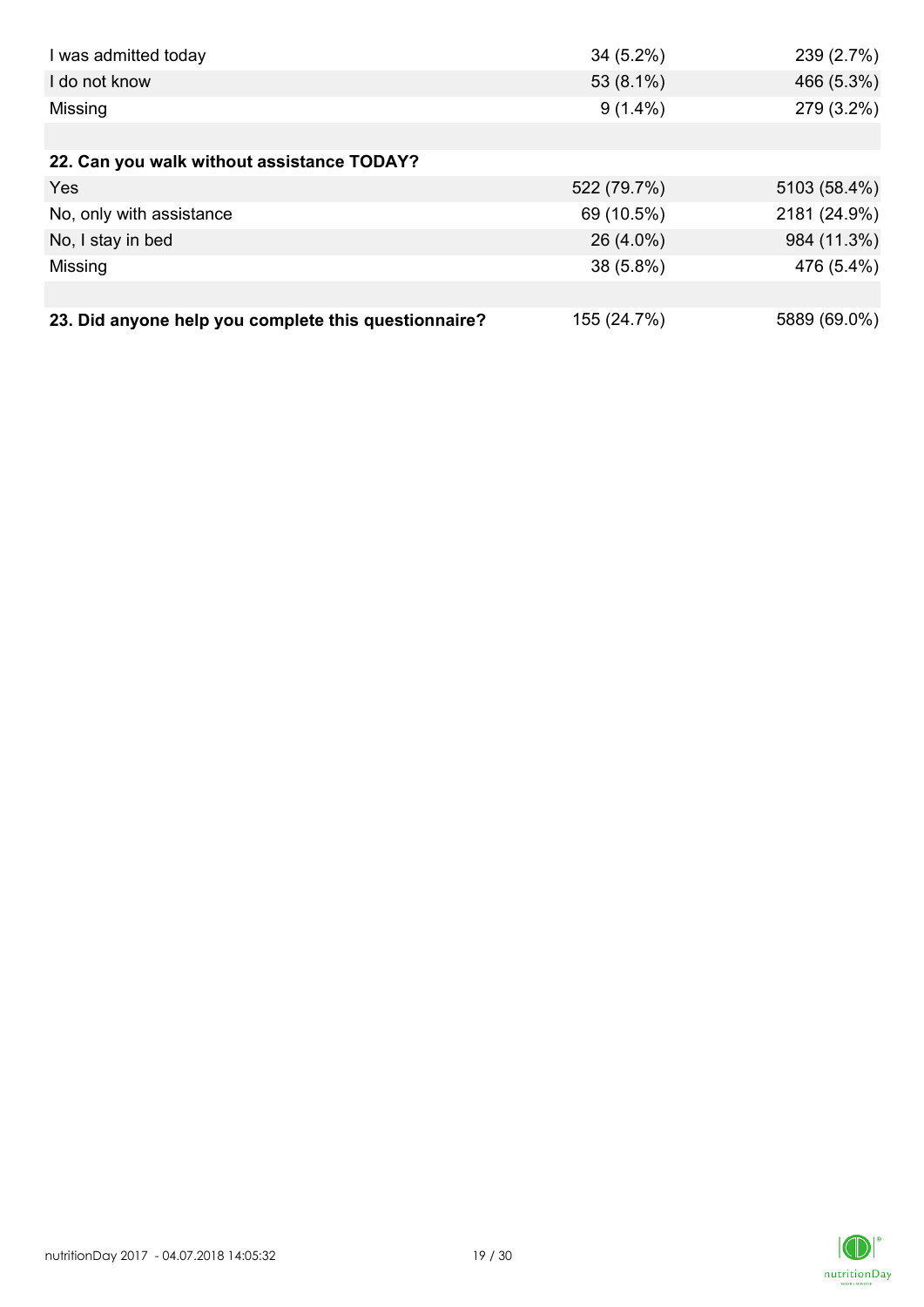| | | |
|---|---|---|
| I was admitted today | 34 (5.2%) | 239 (2.7%) |
| I do not know | 53 (8.1%) | 466 (5.3%) |
| Missing | 9 (1.4%) | 279 (3.2%) |
| | | |
| **22. Can you walk without assistance TODAY?** | | |
| Yes | 522 (79.7%) | 5103 (58.4%) |
| No, only with assistance | 69 (10.5%) | 2181 (24.9%) |
| No, I stay in bed | 26 (4.0%) | 984 (11.3%) |
| Missing | 38 (5.8%) | 476 (5.4%) |
| | | |
| **23. Did anyone help you complete this questionnaire?** | 155 (24.7%) | 5889 (69.0%) |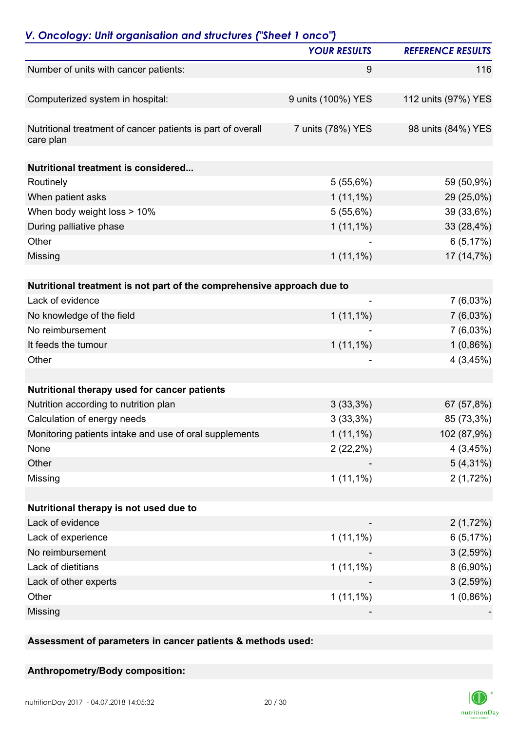## *V. Oncology: Unit organisation and structures ("Sheet 1 onco")*

| | YOUR RESULTS | REFERENCE RESULTS |
|---|---|---|
| Number of units with cancer patients: | 9 | 116 |
| | | |
| Computerized system in hospital: | 9 units (100%) YES | 112 units (97%) YES |
| | | |
| Nutritional treatment of cancer patients is part of overall care plan | 7 units (78%) YES | 98 units (84%) YES |
| | | |
| **Nutritional treatment is considered...** | | |
| Routinely | 5 (55,6%) | 59 (50,9%) |
| When patient asks | 1 (11,1%) | 29 (25,0%) |
| When body weight loss > 10% | 5 (55,6%) | 39 (33,6%) |
| During palliative phase | 1 (11,1%) | 33 (28,4%) |
| Other | - | 6 (5,17%) |
| Missing | 1 (11,1%) | 17 (14,7%) |
| | | |
| **Nutritional treatment is not part of the comprehensive approach due to** | | |
| Lack of evidence | - | 7 (6,03%) |
| No knowledge of the field | 1 (11,1%) | 7 (6,03%) |
| No reimbursement | - | 7 (6,03%) |
| It feeds the tumour | 1 (11,1%) | 1 (0,86%) |
| Other | - | 4 (3,45%) |
| | | |
| **Nutritional therapy used for cancer patients** | | |
| Nutrition according to nutrition plan | 3 (33,3%) | 67 (57,8%) |
| Calculation of energy needs | 3 (33,3%) | 85 (73,3%) |
| Monitoring patients intake and use of oral supplements | 1 (11,1%) | 102 (87,9%) |
| None | 2 (22,2%) | 4 (3,45%) |
| Other | - | 5 (4,31%) |
| Missing | 1 (11,1%) | 2 (1,72%) |
| | | |
| **Nutritional therapy is not used due to** | | |
| Lack of evidence | - | 2 (1,72%) |
| Lack of experience | 1 (11,1%) | 6 (5,17%) |
| No reimbursement | - | 3 (2,59%) |
| Lack of dietitians | 1 (11,1%) | 8 (6,90%) |
| Lack of other experts | - | 3 (2,59%) |
| Other | 1 (11,1%) | 1 (0,86%) |
| Missing | - | - |

**Assessment of parameters in cancer patients & methods used:**

**Anthropometry/Body composition:**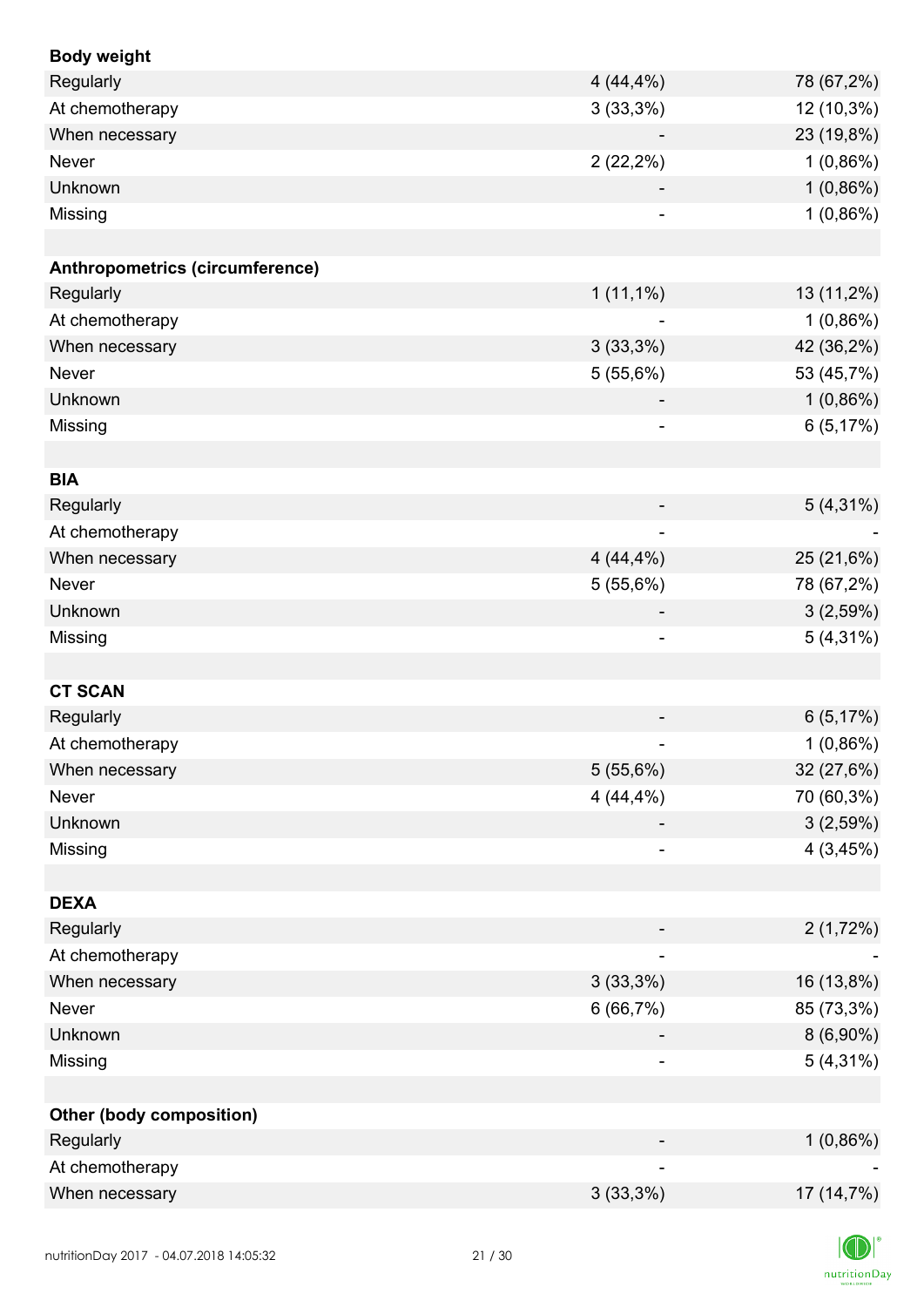| **Body weight** | | |
|---|---|---|
| Regularly | 4 (44,4%) | 78 (67,2%) |
| At chemotherapy | 3 (33,3%) | 12 (10,3%) |
| When necessary | - | 23 (19,8%) |
| Never | 2 (22,2%) | 1 (0,86%) |
| Unknown | - | 1 (0,86%) |
| Missing | - | 1 (0,86%) |
| | | |
| **Anthropometrics (circumference)** | | |
| Regularly | 1 (11,1%) | 13 (11,2%) |
| At chemotherapy | - | 1 (0,86%) |
| When necessary | 3 (33,3%) | 42 (36,2%) |
| Never | 5 (55,6%) | 53 (45,7%) |
| Unknown | - | 1 (0,86%) |
| Missing | - | 6 (5,17%) |
| | | |
| **BIA** | | |
| Regularly | - | 5 (4,31%) |
| At chemotherapy | - | - |
| When necessary | 4 (44,4%) | 25 (21,6%) |
| Never | 5 (55,6%) | 78 (67,2%) |
| Unknown | - | 3 (2,59%) |
| Missing | - | 5 (4,31%) |
| | | |
| **CT SCAN** | | |
| Regularly | - | 6 (5,17%) |
| At chemotherapy | - | 1 (0,86%) |
| When necessary | 5 (55,6%) | 32 (27,6%) |
| Never | 4 (44,4%) | 70 (60,3%) |
| Unknown | - | 3 (2,59%) |
| Missing | - | 4 (3,45%) |
| | | |
| **DEXA** | | |
| Regularly | - | 2 (1,72%) |
| At chemotherapy | - | - |
| When necessary | 3 (33,3%) | 16 (13,8%) |
| Never | 6 (66,7%) | 85 (73,3%) |
| Unknown | - | 8 (6,90%) |
| Missing | - | 5 (4,31%) |
| | | |
| **Other (body composition)** | | |
| Regularly | - | 1 (0,86%) |
| At chemotherapy | - | - |
| When necessary | 3 (33,3%) | 17 (14,7%) |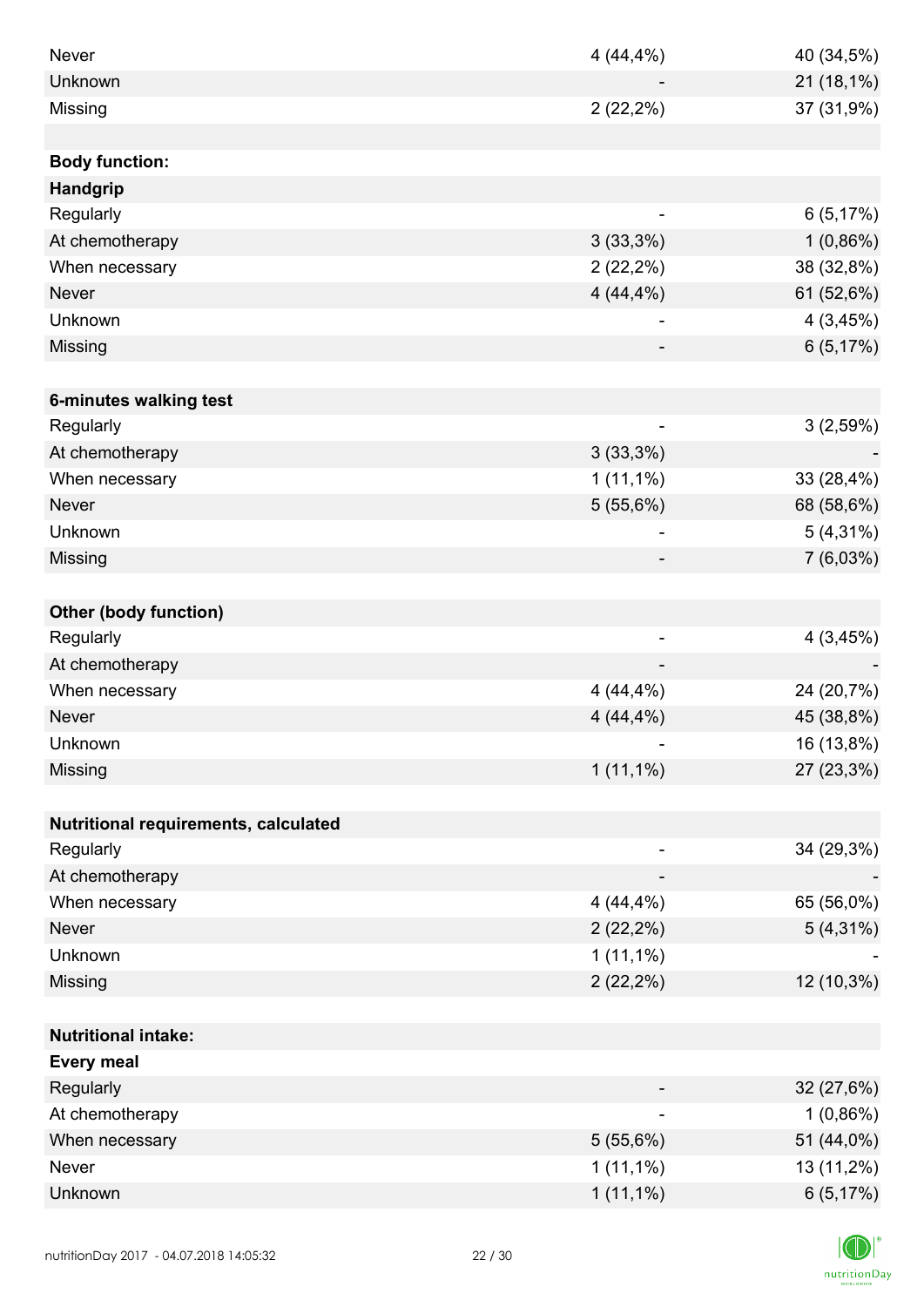| | | |
|---|---|---|
| Never | 4 (44,4%) | 40 (34,5%) |
| Unknown | - | 21 (18,1%) |
| Missing | 2 (22,2%) | 37 (31,9%) |
| | | |
| **Body function:** | | |
| **Handgrip** | | |
| Regularly | - | 6 (5,17%) |
| At chemotherapy | 3 (33,3%) | 1 (0,86%) |
| When necessary | 2 (22,2%) | 38 (32,8%) |
| Never | 4 (44,4%) | 61 (52,6%) |
| Unknown | - | 4 (3,45%) |
| Missing | - | 6 (5,17%) |
| | | |
| **6-minutes walking test** | | |
| Regularly | - | 3 (2,59%) |
| At chemotherapy | 3 (33,3%) | - |
| When necessary | 1 (11,1%) | 33 (28,4%) |
| Never | 5 (55,6%) | 68 (58,6%) |
| Unknown | - | 5 (4,31%) |
| Missing | - | 7 (6,03%) |
| | | |
| **Other (body function)** | | |
| Regularly | - | 4 (3,45%) |
| At chemotherapy | - | - |
| When necessary | 4 (44,4%) | 24 (20,7%) |
| Never | 4 (44,4%) | 45 (38,8%) |
| Unknown | - | 16 (13,8%) |
| Missing | 1 (11,1%) | 27 (23,3%) |
| | | |
| **Nutritional requirements, calculated** | | |
| Regularly | - | 34 (29,3%) |
| At chemotherapy | - | - |
| When necessary | 4 (44,4%) | 65 (56,0%) |
| Never | 2 (22,2%) | 5 (4,31%) |
| Unknown | 1 (11,1%) | - |
| Missing | 2 (22,2%) | 12 (10,3%) |
| | | |
| **Nutritional intake:** | | |
| **Every meal** | | |
| Regularly | - | 32 (27,6%) |
| At chemotherapy | - | 1 (0,86%) |
| When necessary | 5 (55,6%) | 51 (44,0%) |
| Never | 1 (11,1%) | 13 (11,2%) |
| Unknown | 1 (11,1%) | 6 (5,17%) |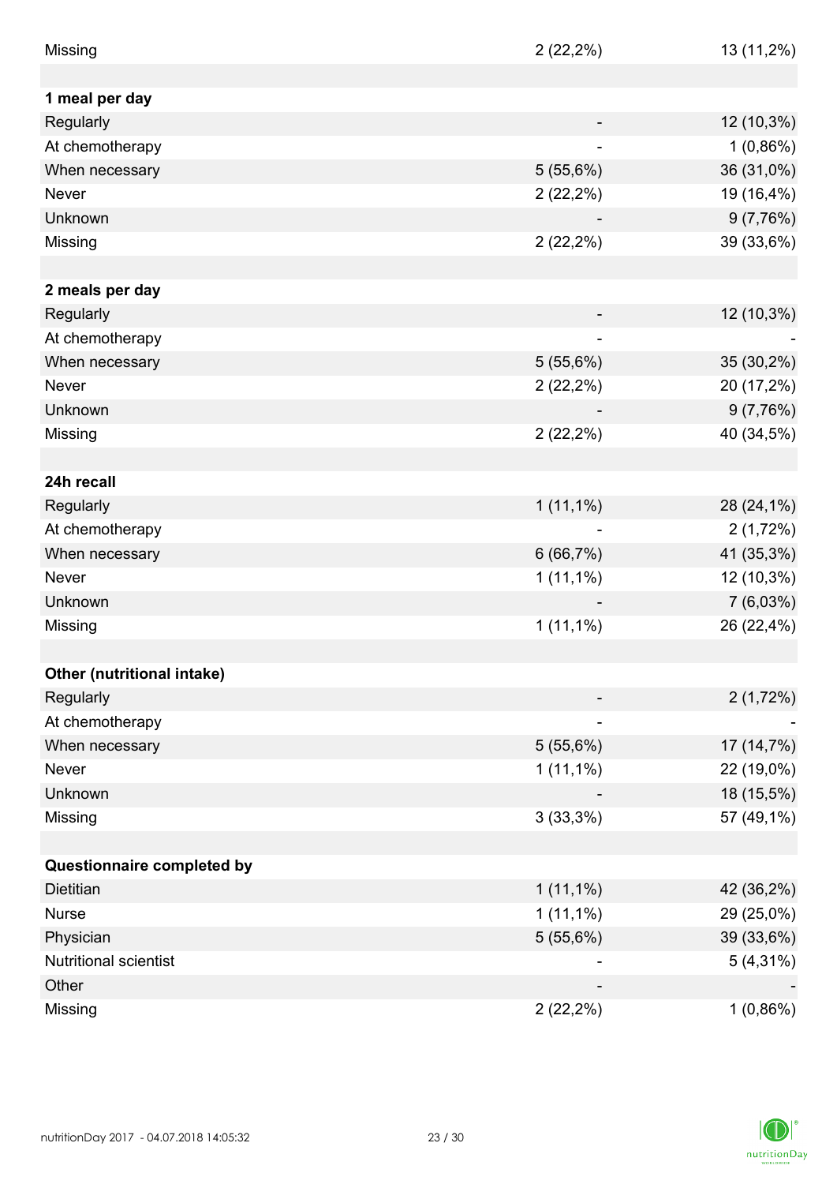| | | |
|---|---|---|
| Missing | 2 (22,2%) | 13 (11,2%) |
| | | |
| **1 meal per day** | | |
| Regularly | - | 12 (10,3%) |
| At chemotherapy | - | 1 (0,86%) |
| When necessary | 5 (55,6%) | 36 (31,0%) |
| Never | 2 (22,2%) | 19 (16,4%) |
| Unknown | - | 9 (7,76%) |
| Missing | 2 (22,2%) | 39 (33,6%) |
| | | |
| **2 meals per day** | | |
| Regularly | - | 12 (10,3%) |
| At chemotherapy | - | - |
| When necessary | 5 (55,6%) | 35 (30,2%) |
| Never | 2 (22,2%) | 20 (17,2%) |
| Unknown | - | 9 (7,76%) |
| Missing | 2 (22,2%) | 40 (34,5%) |
| | | |
| **24h recall** | | |
| Regularly | 1 (11,1%) | 28 (24,1%) |
| At chemotherapy | - | 2 (1,72%) |
| When necessary | 6 (66,7%) | 41 (35,3%) |
| Never | 1 (11,1%) | 12 (10,3%) |
| Unknown | - | 7 (6,03%) |
| Missing | 1 (11,1%) | 26 (22,4%) |
| | | |
| **Other (nutritional intake)** | | |
| Regularly | - | 2 (1,72%) |
| At chemotherapy | - | - |
| When necessary | 5 (55,6%) | 17 (14,7%) |
| Never | 1 (11,1%) | 22 (19,0%) |
| Unknown | - | 18 (15,5%) |
| Missing | 3 (33,3%) | 57 (49,1%) |
| | | |
| **Questionnaire completed by** | | |
| Dietitian | 1 (11,1%) | 42 (36,2%) |
| Nurse | 1 (11,1%) | 29 (25,0%) |
| Physician | 5 (55,6%) | 39 (33,6%) |
| Nutritional scientist | - | 5 (4,31%) |
| Other | - | - |
| Missing | 2 (22,2%) | 1 (0,86%) |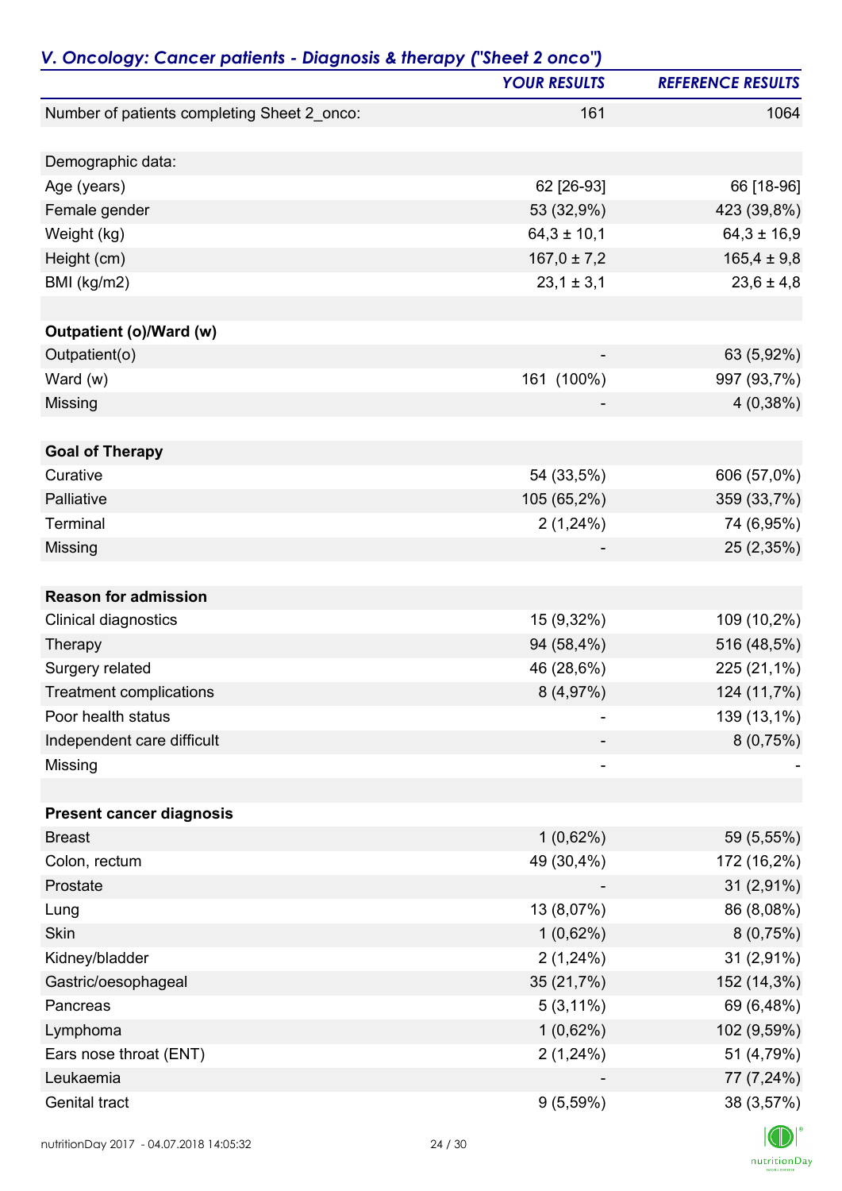## *V. Oncology: Cancer patients - Diagnosis & therapy ("Sheet 2 onco")*

| | *YOUR RESULTS* | *REFERENCE RESULTS* |
|---|---|---|
| Number of patients completing Sheet 2_onco: | 161 | 1064 |
| | | |
| Demographic data: | | |
| Age (years) | 62 [26-93] | 66 [18-96] |
| Female gender | 53 (32,9%) | 423 (39,8%) |
| Weight (kg) | 64,3 ± 10,1 | 64,3 ± 16,9 |
| Height (cm) | 167,0 ± 7,2 | 165,4 ± 9,8 |
| BMI (kg/m2) | 23,1 ± 3,1 | 23,6 ± 4,8 |
| | | |
| **Outpatient (o)/Ward (w)** | | |
| Outpatient(o) | - | 63 (5,92%) |
| Ward (w) | 161 (100%) | 997 (93,7%) |
| Missing | - | 4 (0,38%) |
| | | |
| **Goal of Therapy** | | |
| Curative | 54 (33,5%) | 606 (57,0%) |
| Palliative | 105 (65,2%) | 359 (33,7%) |
| Terminal | 2 (1,24%) | 74 (6,95%) |
| Missing | - | 25 (2,35%) |
| | | |
| **Reason for admission** | | |
| Clinical diagnostics | 15 (9,32%) | 109 (10,2%) |
| Therapy | 94 (58,4%) | 516 (48,5%) |
| Surgery related | 46 (28,6%) | 225 (21,1%) |
| Treatment complications | 8 (4,97%) | 124 (11,7%) |
| Poor health status | - | 139 (13,1%) |
| Independent care difficult | - | 8 (0,75%) |
| Missing | - | - |
| | | |
| **Present cancer diagnosis** | | |
| Breast | 1 (0,62%) | 59 (5,55%) |
| Colon, rectum | 49 (30,4%) | 172 (16,2%) |
| Prostate | - | 31 (2,91%) |
| Lung | 13 (8,07%) | 86 (8,08%) |
| Skin | 1 (0,62%) | 8 (0,75%) |
| Kidney/bladder | 2 (1,24%) | 31 (2,91%) |
| Gastric/oesophageal | 35 (21,7%) | 152 (14,3%) |
| Pancreas | 5 (3,11%) | 69 (6,48%) |
| Lymphoma | 1 (0,62%) | 102 (9,59%) |
| Ears nose throat (ENT) | 2 (1,24%) | 51 (4,79%) |
| Leukaemia | - | 77 (7,24%) |
| Genital tract | 9 (5,59%) | 38 (3,57%) |

nutritionDay 2017 - 04.07.2018 14:05:32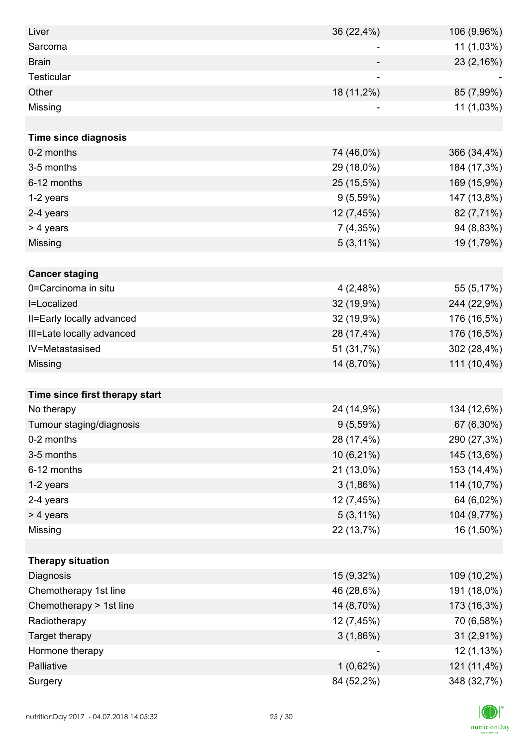| | | |
|---|---|---|
| Liver | 36 (22,4%) | 106 (9,96%) |
| Sarcoma | - | 11 (1,03%) |
| Brain | - | 23 (2,16%) |
| Testicular | - | - |
| Other | 18 (11,2%) | 85 (7,99%) |
| Missing | - | 11 (1,03%) |
| | | |
| **Time since diagnosis** | | |
| 0-2 months | 74 (46,0%) | 366 (34,4%) |
| 3-5 months | 29 (18,0%) | 184 (17,3%) |
| 6-12 months | 25 (15,5%) | 169 (15,9%) |
| 1-2 years | 9 (5,59%) | 147 (13,8%) |
| 2-4 years | 12 (7,45%) | 82 (7,71%) |
| > 4 years | 7 (4,35%) | 94 (8,83%) |
| Missing | 5 (3,11%) | 19 (1,79%) |
| | | |
| **Cancer staging** | | |
| 0=Carcinoma in situ | 4 (2,48%) | 55 (5,17%) |
| I=Localized | 32 (19,9%) | 244 (22,9%) |
| II=Early locally advanced | 32 (19,9%) | 176 (16,5%) |
| III=Late locally advanced | 28 (17,4%) | 176 (16,5%) |
| IV=Metastasised | 51 (31,7%) | 302 (28,4%) |
| Missing | 14 (8,70%) | 111 (10,4%) |
| | | |
| **Time since first therapy start** | | |
| No therapy | 24 (14,9%) | 134 (12,6%) |
| Tumour staging/diagnosis | 9 (5,59%) | 67 (6,30%) |
| 0-2 months | 28 (17,4%) | 290 (27,3%) |
| 3-5 months | 10 (6,21%) | 145 (13,6%) |
| 6-12 months | 21 (13,0%) | 153 (14,4%) |
| 1-2 years | 3 (1,86%) | 114 (10,7%) |
| 2-4 years | 12 (7,45%) | 64 (6,02%) |
| > 4 years | 5 (3,11%) | 104 (9,77%) |
| Missing | 22 (13,7%) | 16 (1,50%) |
| | | |
| **Therapy situation** | | |
| Diagnosis | 15 (9,32%) | 109 (10,2%) |
| Chemotherapy 1st line | 46 (28,6%) | 191 (18,0%) |
| Chemotherapy > 1st line | 14 (8,70%) | 173 (16,3%) |
| Radiotherapy | 12 (7,45%) | 70 (6,58%) |
| Target therapy | 3 (1,86%) | 31 (2,91%) |
| Hormone therapy | - | 12 (1,13%) |
| Palliative | 1 (0,62%) | 121 (11,4%) |
| Surgery | 84 (52,2%) | 348 (32,7%) |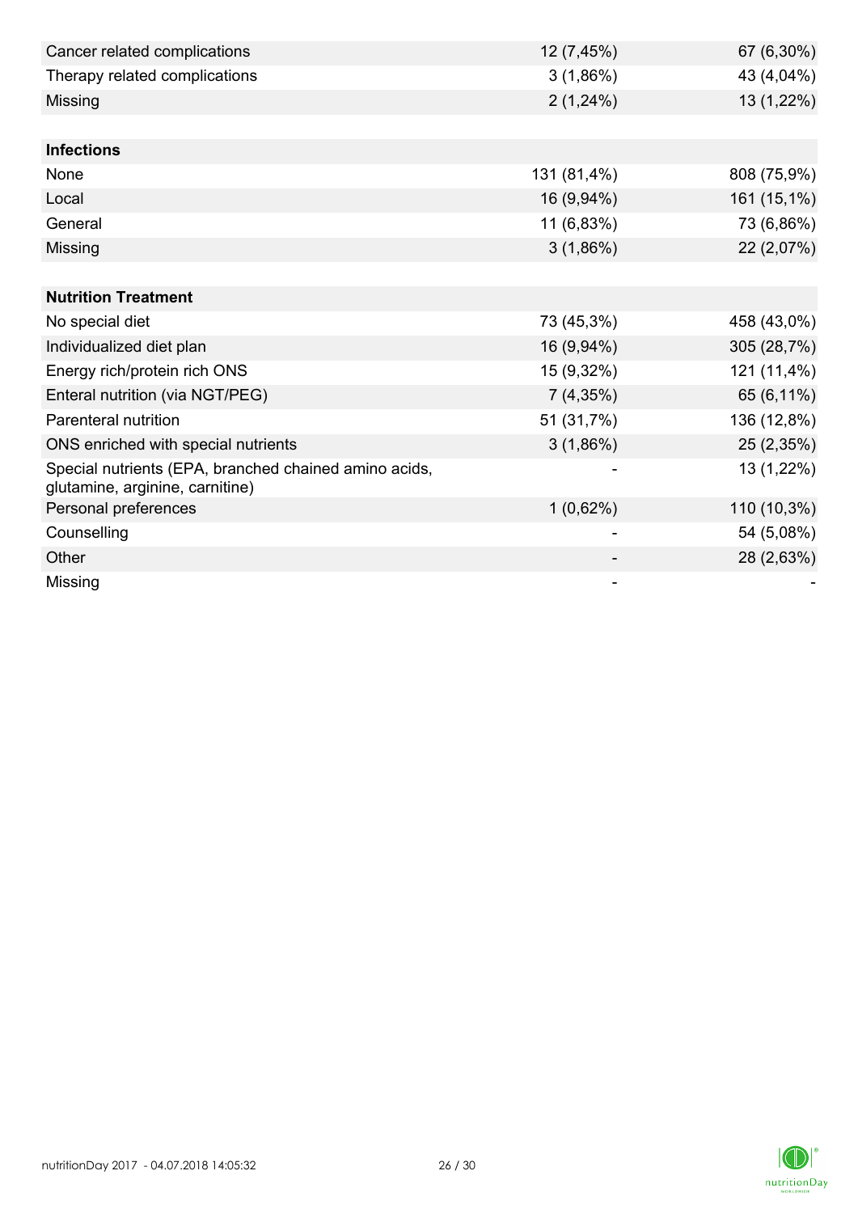| | | |
|---|---|---|
| Cancer related complications | 12 (7,45%) | 67 (6,30%) |
| Therapy related complications | 3 (1,86%) | 43 (4,04%) |
| Missing | 2 (1,24%) | 13 (1,22%) |
| | | |
| **Infections** | | |
| None | 131 (81,4%) | 808 (75,9%) |
| Local | 16 (9,94%) | 161 (15,1%) |
| General | 11 (6,83%) | 73 (6,86%) |
| Missing | 3 (1,86%) | 22 (2,07%) |
| | | |
| **Nutrition Treatment** | | |
| No special diet | 73 (45,3%) | 458 (43,0%) |
| Individualized diet plan | 16 (9,94%) | 305 (28,7%) |
| Energy rich/protein rich ONS | 15 (9,32%) | 121 (11,4%) |
| Enteral nutrition (via NGT/PEG) | 7 (4,35%) | 65 (6,11%) |
| Parenteral nutrition | 51 (31,7%) | 136 (12,8%) |
| ONS enriched with special nutrients | 3 (1,86%) | 25 (2,35%) |
| Special nutrients (EPA, branched chained amino acids, glutamine, arginine, carnitine) | - | 13 (1,22%) |
| Personal preferences | 1 (0,62%) | 110 (10,3%) |
| Counselling | - | 54 (5,08%) |
| Other | - | 28 (2,63%) |
| Missing | - | - |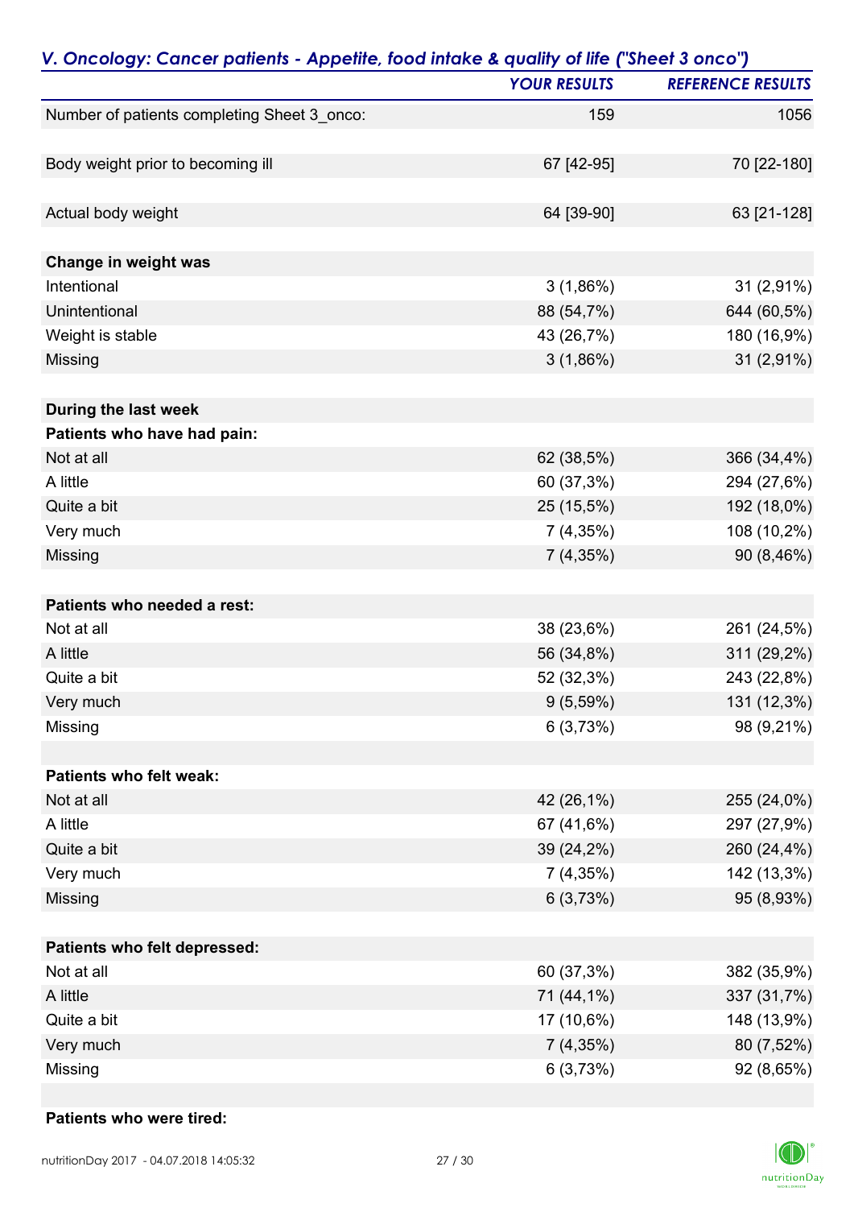## V. Oncology: Cancer patients - Appetite, food intake & quality of life ("Sheet 3 onco")

| | YOUR RESULTS | REFERENCE RESULTS |
|---|---|---|
| Number of patients completing Sheet 3_onco: | 159 | 1056 |
| | | |
| Body weight prior to becoming ill | 67 [42-95] | 70 [22-180] |
| | | |
| Actual body weight | 64 [39-90] | 63 [21-128] |
| | | |
| **Change in weight was** | | |
| Intentional | 3 (1,86%) | 31 (2,91%) |
| Unintentional | 88 (54,7%) | 644 (60,5%) |
| Weight is stable | 43 (26,7%) | 180 (16,9%) |
| Missing | 3 (1,86%) | 31 (2,91%) |
| | | |
| **During the last week** | | |
| **Patients who have had pain:** | | |
| Not at all | 62 (38,5%) | 366 (34,4%) |
| A little | 60 (37,3%) | 294 (27,6%) |
| Quite a bit | 25 (15,5%) | 192 (18,0%) |
| Very much | 7 (4,35%) | 108 (10,2%) |
| Missing | 7 (4,35%) | 90 (8,46%) |
| | | |
| **Patients who needed a rest:** | | |
| Not at all | 38 (23,6%) | 261 (24,5%) |
| A little | 56 (34,8%) | 311 (29,2%) |
| Quite a bit | 52 (32,3%) | 243 (22,8%) |
| Very much | 9 (5,59%) | 131 (12,3%) |
| Missing | 6 (3,73%) | 98 (9,21%) |
| | | |
| **Patients who felt weak:** | | |
| Not at all | 42 (26,1%) | 255 (24,0%) |
| A little | 67 (41,6%) | 297 (27,9%) |
| Quite a bit | 39 (24,2%) | 260 (24,4%) |
| Very much | 7 (4,35%) | 142 (13,3%) |
| Missing | 6 (3,73%) | 95 (8,93%) |
| | | |
| **Patients who felt depressed:** | | |
| Not at all | 60 (37,3%) | 382 (35,9%) |
| A little | 71 (44,1%) | 337 (31,7%) |
| Quite a bit | 17 (10,6%) | 148 (13,9%) |
| Very much | 7 (4,35%) | 80 (7,52%) |
| Missing | 6 (3,73%) | 92 (8,65%) |
| | | |
| **Patients who were tired:** | | |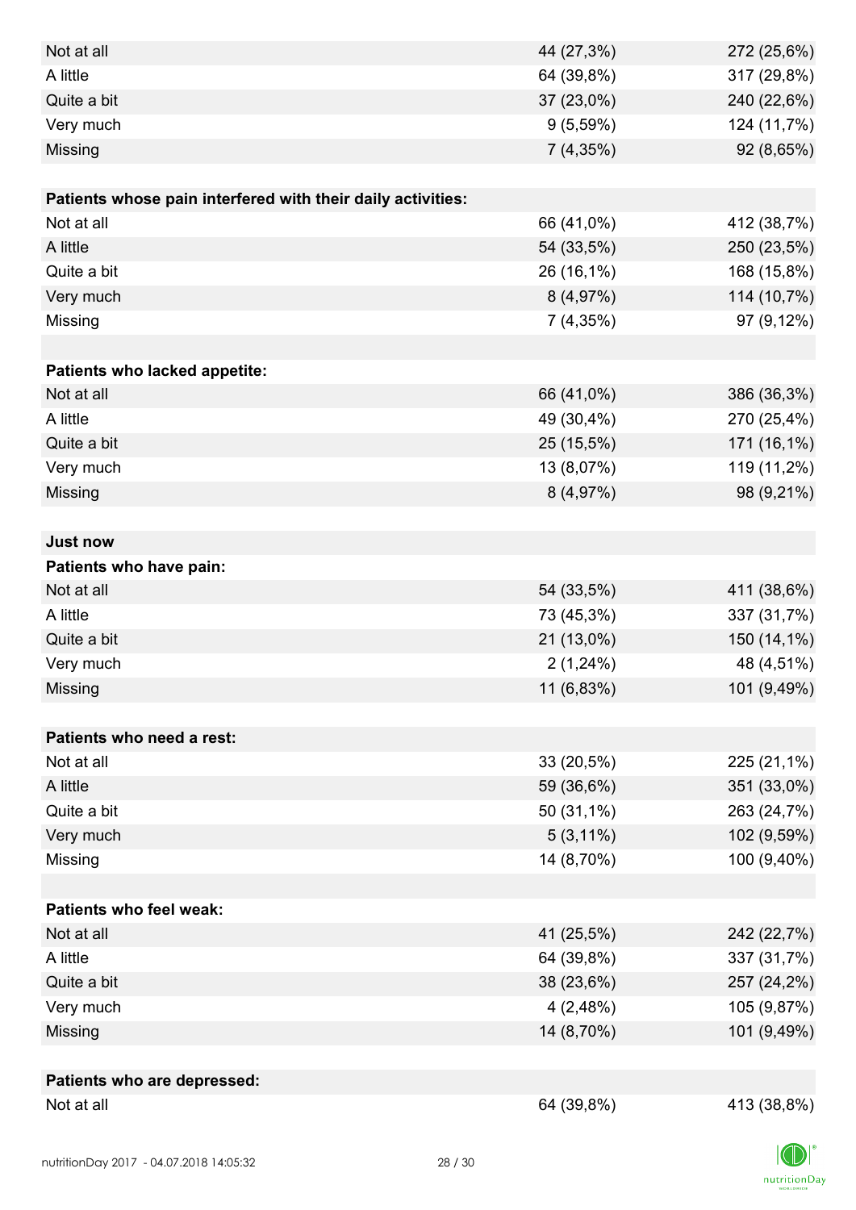| | | |
|---|---|---|
| Not at all | 44 (27,3%) | 272 (25,6%) |
| A little | 64 (39,8%) | 317 (29,8%) |
| Quite a bit | 37 (23,0%) | 240 (22,6%) |
| Very much | 9 (5,59%) | 124 (11,7%) |
| Missing | 7 (4,35%) | 92 (8,65%) |
| | | |
| **Patients whose pain interfered with their daily activities:** | | |
| Not at all | 66 (41,0%) | 412 (38,7%) |
| A little | 54 (33,5%) | 250 (23,5%) |
| Quite a bit | 26 (16,1%) | 168 (15,8%) |
| Very much | 8 (4,97%) | 114 (10,7%) |
| Missing | 7 (4,35%) | 97 (9,12%) |
| | | |
| **Patients who lacked appetite:** | | |
| Not at all | 66 (41,0%) | 386 (36,3%) |
| A little | 49 (30,4%) | 270 (25,4%) |
| Quite a bit | 25 (15,5%) | 171 (16,1%) |
| Very much | 13 (8,07%) | 119 (11,2%) |
| Missing | 8 (4,97%) | 98 (9,21%) |
| | | |
| **Just now** | | |
| **Patients who have pain:** | | |
| Not at all | 54 (33,5%) | 411 (38,6%) |
| A little | 73 (45,3%) | 337 (31,7%) |
| Quite a bit | 21 (13,0%) | 150 (14,1%) |
| Very much | 2 (1,24%) | 48 (4,51%) |
| Missing | 11 (6,83%) | 101 (9,49%) |
| | | |
| **Patients who need a rest:** | | |
| Not at all | 33 (20,5%) | 225 (21,1%) |
| A little | 59 (36,6%) | 351 (33,0%) |
| Quite a bit | 50 (31,1%) | 263 (24,7%) |
| Very much | 5 (3,11%) | 102 (9,59%) |
| Missing | 14 (8,70%) | 100 (9,40%) |
| | | |
| **Patients who feel weak:** | | |
| Not at all | 41 (25,5%) | 242 (22,7%) |
| A little | 64 (39,8%) | 337 (31,7%) |
| Quite a bit | 38 (23,6%) | 257 (24,2%) |
| Very much | 4 (2,48%) | 105 (9,87%) |
| Missing | 14 (8,70%) | 101 (9,49%) |
| | | |
| **Patients who are depressed:** | | |
| Not at all | 64 (39,8%) | 413 (38,8%) |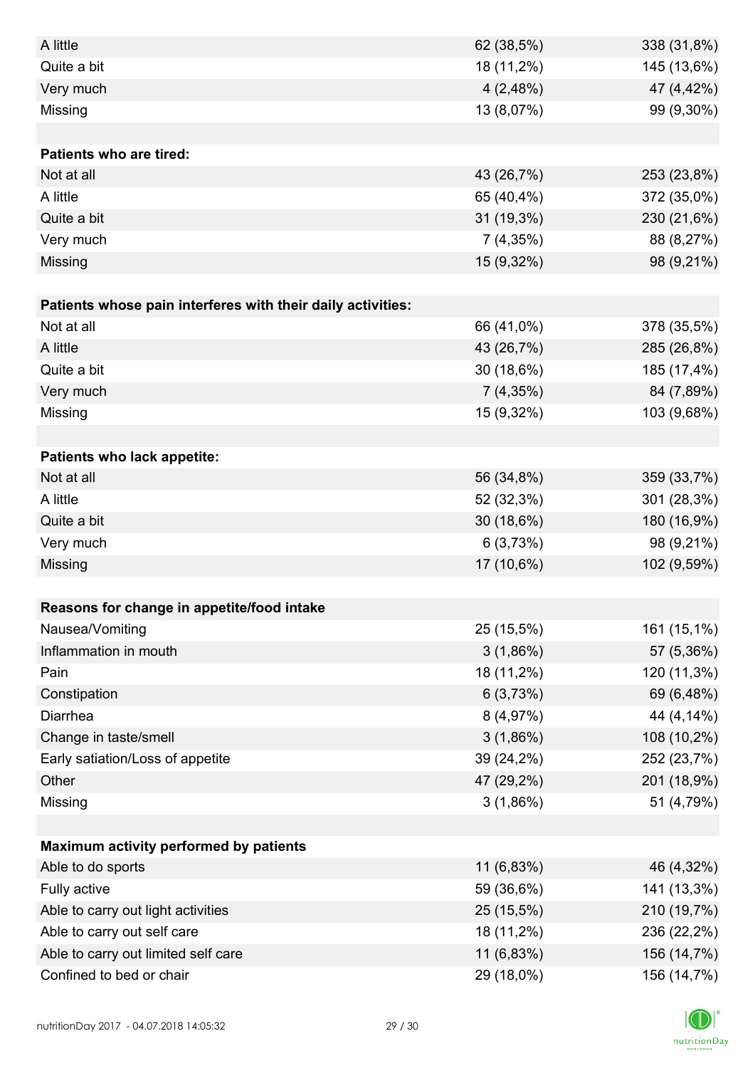| | | |
|---|---|---|
| A little | 62 (38,5%) | 338 (31,8%) |
| Quite a bit | 18 (11,2%) | 145 (13,6%) |
| Very much | 4 (2,48%) | 47 (4,42%) |
| Missing | 13 (8,07%) | 99 (9,30%) |
| | | |
| **Patients who are tired:** | | |
| Not at all | 43 (26,7%) | 253 (23,8%) |
| A little | 65 (40,4%) | 372 (35,0%) |
| Quite a bit | 31 (19,3%) | 230 (21,6%) |
| Very much | 7 (4,35%) | 88 (8,27%) |
| Missing | 15 (9,32%) | 98 (9,21%) |
| | | |
| **Patients whose pain interferes with their daily activities:** | | |
| Not at all | 66 (41,0%) | 378 (35,5%) |
| A little | 43 (26,7%) | 285 (26,8%) |
| Quite a bit | 30 (18,6%) | 185 (17,4%) |
| Very much | 7 (4,35%) | 84 (7,89%) |
| Missing | 15 (9,32%) | 103 (9,68%) |
| | | |
| **Patients who lack appetite:** | | |
| Not at all | 56 (34,8%) | 359 (33,7%) |
| A little | 52 (32,3%) | 301 (28,3%) |
| Quite a bit | 30 (18,6%) | 180 (16,9%) |
| Very much | 6 (3,73%) | 98 (9,21%) |
| Missing | 17 (10,6%) | 102 (9,59%) |
| | | |
| **Reasons for change in appetite/food intake** | | |
| Nausea/Vomiting | 25 (15,5%) | 161 (15,1%) |
| Inflammation in mouth | 3 (1,86%) | 57 (5,36%) |
| Pain | 18 (11,2%) | 120 (11,3%) |
| Constipation | 6 (3,73%) | 69 (6,48%) |
| Diarrhea | 8 (4,97%) | 44 (4,14%) |
| Change in taste/smell | 3 (1,86%) | 108 (10,2%) |
| Early satiation/Loss of appetite | 39 (24,2%) | 252 (23,7%) |
| Other | 47 (29,2%) | 201 (18,9%) |
| Missing | 3 (1,86%) | 51 (4,79%) |
| | | |
| **Maximum activity performed by patients** | | |
| Able to do sports | 11 (6,83%) | 46 (4,32%) |
| Fully active | 59 (36,6%) | 141 (13,3%) |
| Able to carry out light activities | 25 (15,5%) | 210 (19,7%) |
| Able to carry out self care | 18 (11,2%) | 236 (22,2%) |
| Able to carry out limited self care | 11 (6,83%) | 156 (14,7%) |
| Confined to bed or chair | 29 (18,0%) | 156 (14,7%) |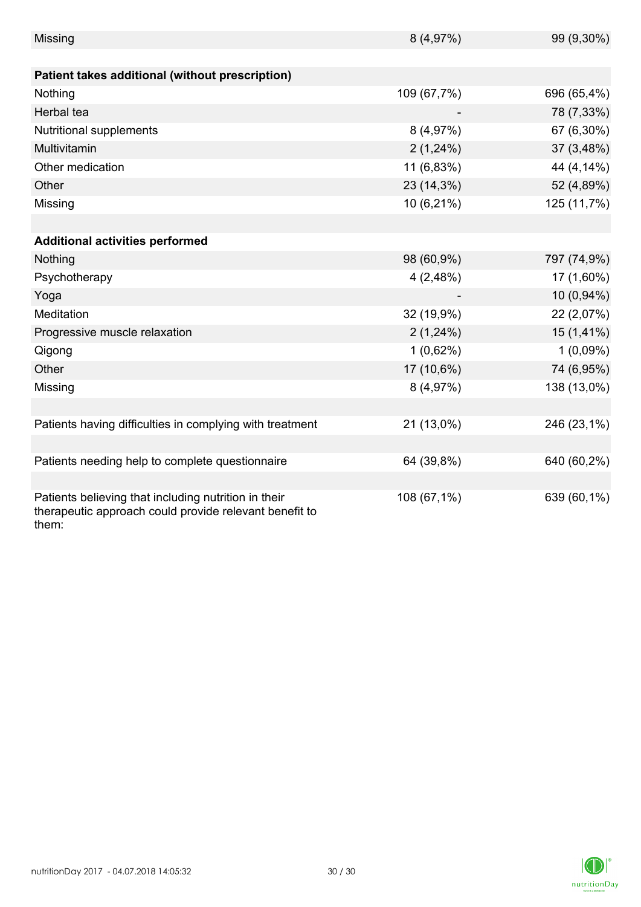| | | |
|---|---|---|
| Missing | 8 (4,97%) | 99 (9,30%) |
| | | |
| **Patient takes additional (without prescription)** | | |
| Nothing | 109 (67,7%) | 696 (65,4%) |
| Herbal tea | - | 78 (7,33%) |
| Nutritional supplements | 8 (4,97%) | 67 (6,30%) |
| Multivitamin | 2 (1,24%) | 37 (3,48%) |
| Other medication | 11 (6,83%) | 44 (4,14%) |
| Other | 23 (14,3%) | 52 (4,89%) |
| Missing | 10 (6,21%) | 125 (11,7%) |
| | | |
| **Additional activities performed** | | |
| Nothing | 98 (60,9%) | 797 (74,9%) |
| Psychotherapy | 4 (2,48%) | 17 (1,60%) |
| Yoga | - | 10 (0,94%) |
| Meditation | 32 (19,9%) | 22 (2,07%) |
| Progressive muscle relaxation | 2 (1,24%) | 15 (1,41%) |
| Qigong | 1 (0,62%) | 1 (0,09%) |
| Other | 17 (10,6%) | 74 (6,95%) |
| Missing | 8 (4,97%) | 138 (13,0%) |
| | | |
| Patients having difficulties in complying with treatment | 21 (13,0%) | 246 (23,1%) |
| | | |
| Patients needing help to complete questionnaire | 64 (39,8%) | 640 (60,2%) |
| | | |
| Patients believing that including nutrition in their therapeutic approach could provide relevant benefit to them: | 108 (67,1%) | 639 (60,1%) |